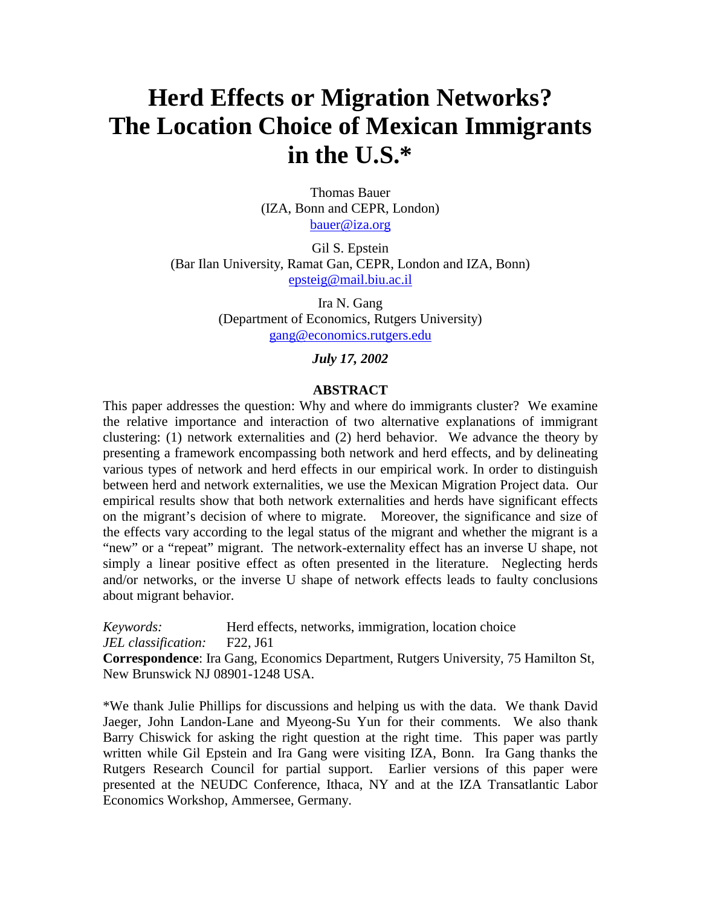# Herd Effects or Migration Networks? The Location Choice of Mexican Immigrants in the U.S.*

Thomas Bauer
(IZA, Bonn and CEPR, London)
bauer@iza.org

Gil S. Epstein
(Bar Ilan University, Ramat Gan, CEPR, London and IZA, Bonn)
epsteig@mail.biu.ac.il

Ira N. Gang
(Department of Economics, Rutgers University)
gang@economics.rutgers.edu

***July 17, 2002***

**ABSTRACT**

This paper addresses the question: Why and where do immigrants cluster? We examine the relative importance and interaction of two alternative explanations of immigrant clustering: (1) network externalities and (2) herd behavior. We advance the theory by presenting a framework encompassing both network and herd effects, and by delineating various types of network and herd effects in our empirical work. In order to distinguish between herd and network externalities, we use the Mexican Migration Project data. Our empirical results show that both network externalities and herds have significant effects on the migrant's decision of where to migrate. Moreover, the significance and size of the effects vary according to the legal status of the migrant and whether the migrant is a "new" or a "repeat" migrant. The network-externality effect has an inverse U shape, not simply a linear positive effect as often presented in the literature. Neglecting herds and/or networks, or the inverse U shape of network effects leads to faulty conclusions about migrant behavior.

*Keywords:* Herd effects, networks, immigration, location choice
*JEL classification:* F22, J61
**Correspondence**: Ira Gang, Economics Department, Rutgers University, 75 Hamilton St, New Brunswick NJ 08901-1248 USA.

*We thank Julie Phillips for discussions and helping us with the data. We thank David Jaeger, John Landon-Lane and Myeong-Su Yun for their comments. We also thank Barry Chiswick for asking the right question at the right time. This paper was partly written while Gil Epstein and Ira Gang were visiting IZA, Bonn. Ira Gang thanks the Rutgers Research Council for partial support. Earlier versions of this paper were presented at the NEUDC Conference, Ithaca, NY and at the IZA Transatlantic Labor Economics Workshop, Ammersee, Germany.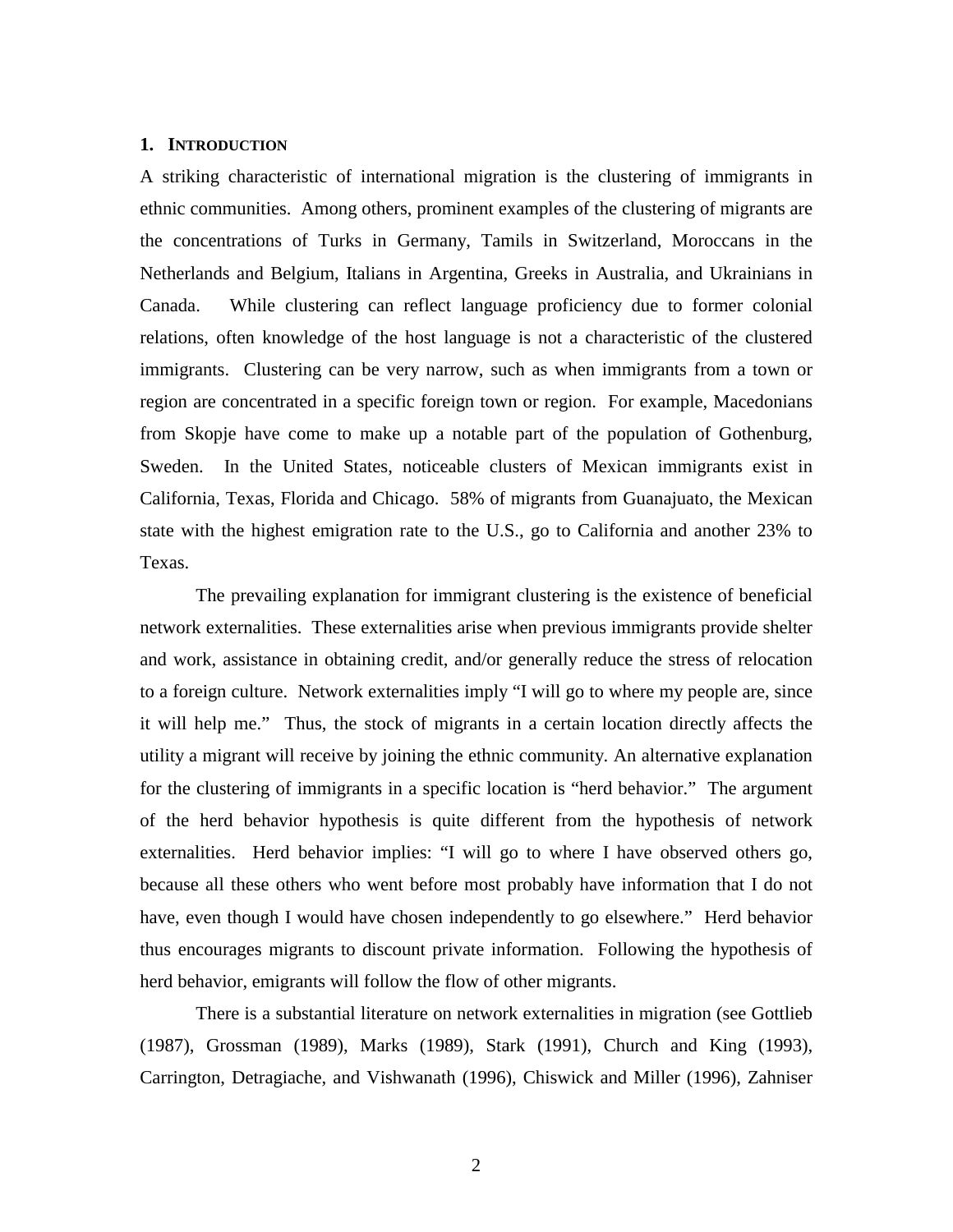## 1. INTRODUCTION

A striking characteristic of international migration is the clustering of immigrants in ethnic communities. Among others, prominent examples of the clustering of migrants are the concentrations of Turks in Germany, Tamils in Switzerland, Moroccans in the Netherlands and Belgium, Italians in Argentina, Greeks in Australia, and Ukrainians in Canada. While clustering can reflect language proficiency due to former colonial relations, often knowledge of the host language is not a characteristic of the clustered immigrants. Clustering can be very narrow, such as when immigrants from a town or region are concentrated in a specific foreign town or region. For example, Macedonians from Skopje have come to make up a notable part of the population of Gothenburg, Sweden. In the United States, noticeable clusters of Mexican immigrants exist in California, Texas, Florida and Chicago. 58% of migrants from Guanajuato, the Mexican state with the highest emigration rate to the U.S., go to California and another 23% to Texas.

The prevailing explanation for immigrant clustering is the existence of beneficial network externalities. These externalities arise when previous immigrants provide shelter and work, assistance in obtaining credit, and/or generally reduce the stress of relocation to a foreign culture. Network externalities imply "I will go to where my people are, since it will help me." Thus, the stock of migrants in a certain location directly affects the utility a migrant will receive by joining the ethnic community. An alternative explanation for the clustering of immigrants in a specific location is "herd behavior." The argument of the herd behavior hypothesis is quite different from the hypothesis of network externalities. Herd behavior implies: "I will go to where I have observed others go, because all these others who went before most probably have information that I do not have, even though I would have chosen independently to go elsewhere." Herd behavior thus encourages migrants to discount private information. Following the hypothesis of herd behavior, emigrants will follow the flow of other migrants.

There is a substantial literature on network externalities in migration (see Gottlieb (1987), Grossman (1989), Marks (1989), Stark (1991), Church and King (1993), Carrington, Detragiache, and Vishwanath (1996), Chiswick and Miller (1996), Zahniser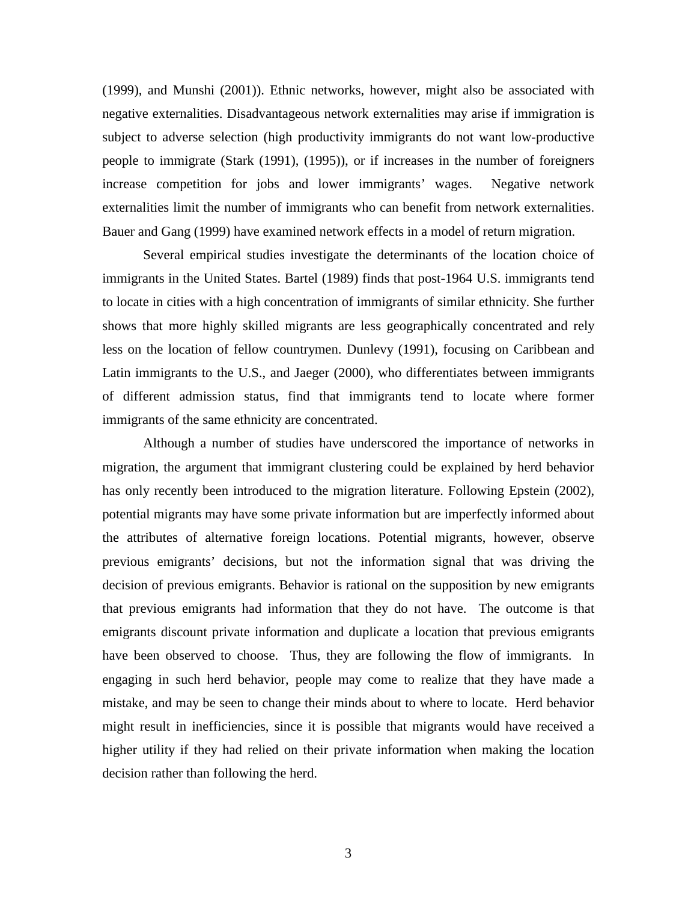(1999), and Munshi (2001)). Ethnic networks, however, might also be associated with negative externalities. Disadvantageous network externalities may arise if immigration is subject to adverse selection (high productivity immigrants do not want low-productive people to immigrate (Stark (1991), (1995)), or if increases in the number of foreigners increase competition for jobs and lower immigrants' wages. Negative network externalities limit the number of immigrants who can benefit from network externalities. Bauer and Gang (1999) have examined network effects in a model of return migration.

Several empirical studies investigate the determinants of the location choice of immigrants in the United States. Bartel (1989) finds that post-1964 U.S. immigrants tend to locate in cities with a high concentration of immigrants of similar ethnicity. She further shows that more highly skilled migrants are less geographically concentrated and rely less on the location of fellow countrymen. Dunlevy (1991), focusing on Caribbean and Latin immigrants to the U.S., and Jaeger (2000), who differentiates between immigrants of different admission status, find that immigrants tend to locate where former immigrants of the same ethnicity are concentrated.

Although a number of studies have underscored the importance of networks in migration, the argument that immigrant clustering could be explained by herd behavior has only recently been introduced to the migration literature. Following Epstein (2002), potential migrants may have some private information but are imperfectly informed about the attributes of alternative foreign locations. Potential migrants, however, observe previous emigrants' decisions, but not the information signal that was driving the decision of previous emigrants. Behavior is rational on the supposition by new emigrants that previous emigrants had information that they do not have. The outcome is that emigrants discount private information and duplicate a location that previous emigrants have been observed to choose. Thus, they are following the flow of immigrants. In engaging in such herd behavior, people may come to realize that they have made a mistake, and may be seen to change their minds about to where to locate. Herd behavior might result in inefficiencies, since it is possible that migrants would have received a higher utility if they had relied on their private information when making the location decision rather than following the herd.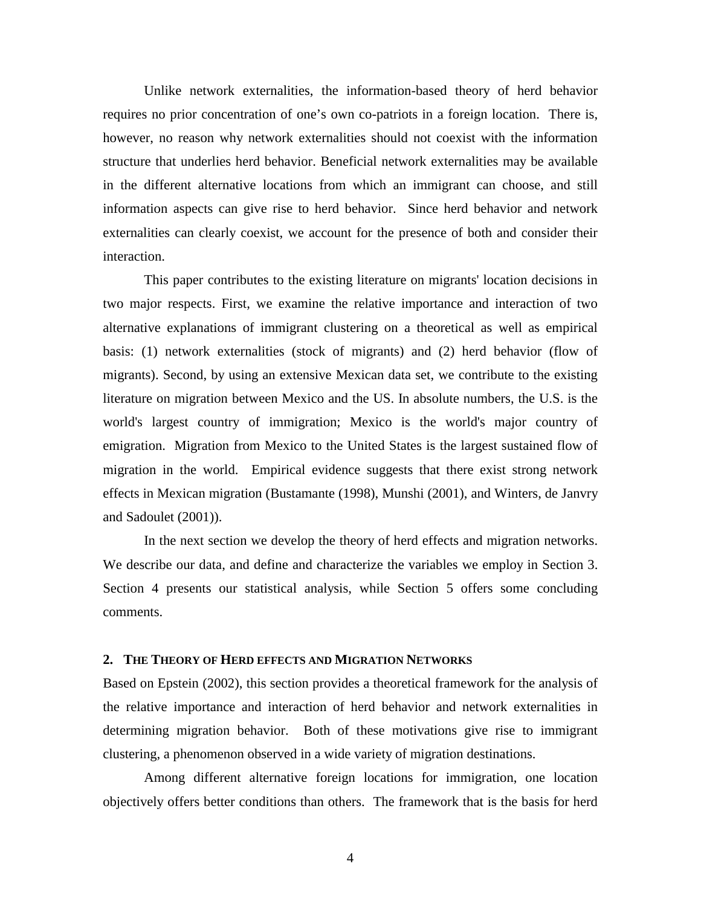Unlike network externalities, the information-based theory of herd behavior requires no prior concentration of one's own co-patriots in a foreign location. There is, however, no reason why network externalities should not coexist with the information structure that underlies herd behavior. Beneficial network externalities may be available in the different alternative locations from which an immigrant can choose, and still information aspects can give rise to herd behavior. Since herd behavior and network externalities can clearly coexist, we account for the presence of both and consider their interaction.

This paper contributes to the existing literature on migrants' location decisions in two major respects. First, we examine the relative importance and interaction of two alternative explanations of immigrant clustering on a theoretical as well as empirical basis: (1) network externalities (stock of migrants) and (2) herd behavior (flow of migrants). Second, by using an extensive Mexican data set, we contribute to the existing literature on migration between Mexico and the US. In absolute numbers, the U.S. is the world's largest country of immigration; Mexico is the world's major country of emigration. Migration from Mexico to the United States is the largest sustained flow of migration in the world. Empirical evidence suggests that there exist strong network effects in Mexican migration (Bustamante (1998), Munshi (2001), and Winters, de Janvry and Sadoulet (2001)).

In the next section we develop the theory of herd effects and migration networks. We describe our data, and define and characterize the variables we employ in Section 3. Section 4 presents our statistical analysis, while Section 5 offers some concluding comments.

## 2. The Theory of Herd Effects and Migration Networks

Based on Epstein (2002), this section provides a theoretical framework for the analysis of the relative importance and interaction of herd behavior and network externalities in determining migration behavior. Both of these motivations give rise to immigrant clustering, a phenomenon observed in a wide variety of migration destinations.

Among different alternative foreign locations for immigration, one location objectively offers better conditions than others. The framework that is the basis for herd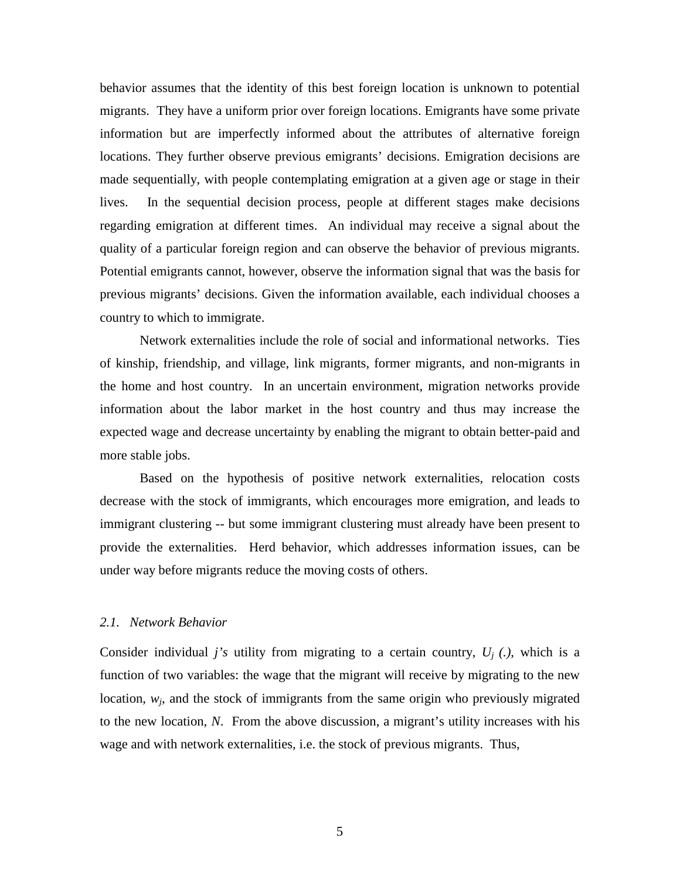behavior assumes that the identity of this best foreign location is unknown to potential migrants. They have a uniform prior over foreign locations. Emigrants have some private information but are imperfectly informed about the attributes of alternative foreign locations. They further observe previous emigrants' decisions. Emigration decisions are made sequentially, with people contemplating emigration at a given age or stage in their lives. In the sequential decision process, people at different stages make decisions regarding emigration at different times. An individual may receive a signal about the quality of a particular foreign region and can observe the behavior of previous migrants. Potential emigrants cannot, however, observe the information signal that was the basis for previous migrants' decisions. Given the information available, each individual chooses a country to which to immigrate.

Network externalities include the role of social and informational networks. Ties of kinship, friendship, and village, link migrants, former migrants, and non-migrants in the home and host country. In an uncertain environment, migration networks provide information about the labor market in the host country and thus may increase the expected wage and decrease uncertainty by enabling the migrant to obtain better-paid and more stable jobs.

Based on the hypothesis of positive network externalities, relocation costs decrease with the stock of immigrants, which encourages more emigration, and leads to immigrant clustering -- but some immigrant clustering must already have been present to provide the externalities. Herd behavior, which addresses information issues, can be under way before migrants reduce the moving costs of others.

### *2.1. Network Behavior*

Consider individual *j's* utility from migrating to a certain country, $U_j(.)$, which is a function of two variables: the wage that the migrant will receive by migrating to the new location, $w_j$, and the stock of immigrants from the same origin who previously migrated to the new location, $N$. From the above discussion, a migrant's utility increases with his wage and with network externalities, i.e. the stock of previous migrants. Thus,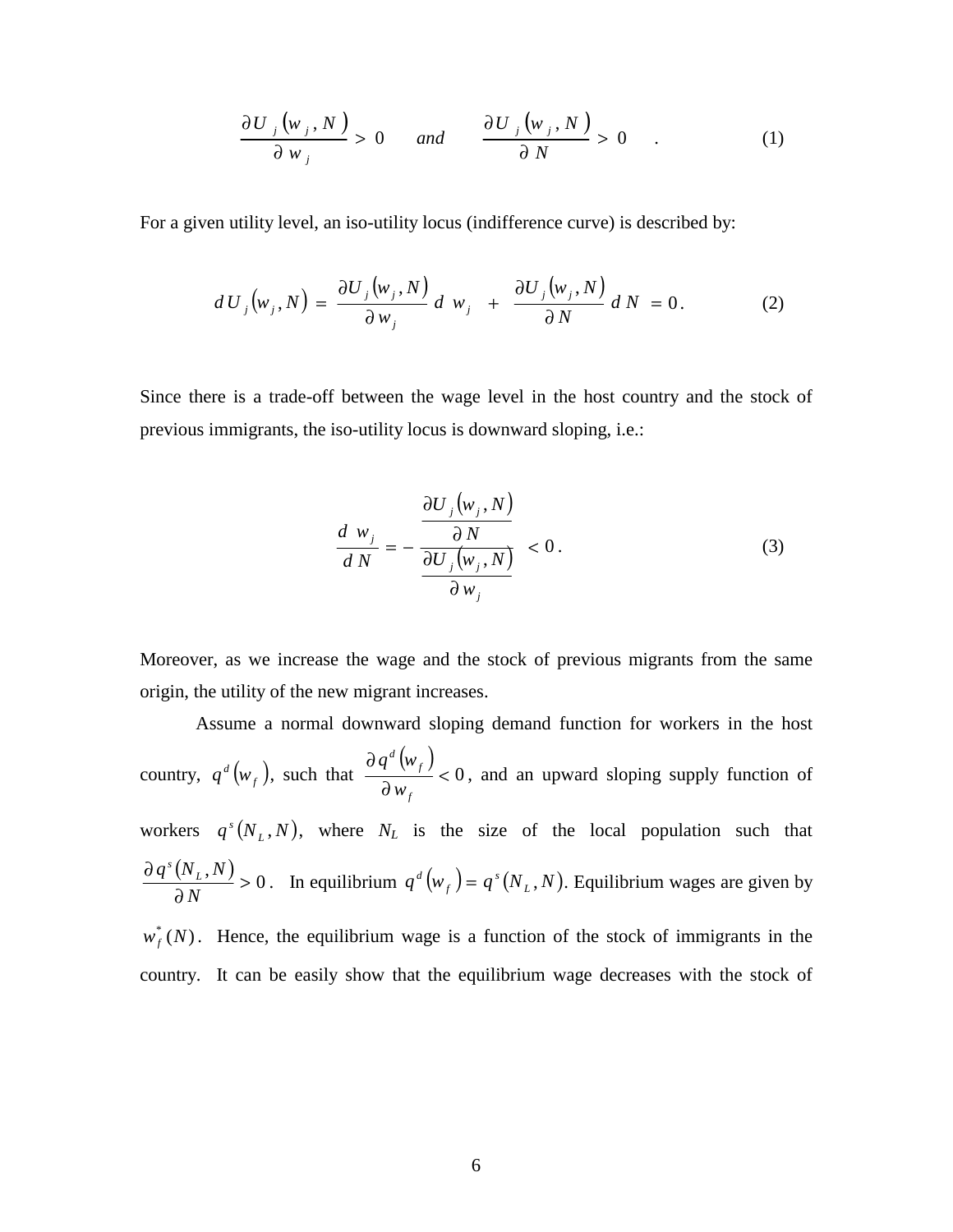$$\frac{\partial U_j(w_j, N)}{\partial w_j} > 0 \qquad and \qquad \frac{\partial U_j(w_j, N)}{\partial N} > 0 \quad . \tag{1}$$

For a given utility level, an iso-utility locus (indifference curve) is described by:

$$dU_j(w_j, N) = \frac{\partial U_j(w_j, N)}{\partial w_j} d\, w_j \;+\; \frac{\partial U_j(w_j, N)}{\partial N} d\, N = 0 . \tag{2}$$

Since there is a trade-off between the wage level in the host country and the stock of previous immigrants, the iso-utility locus is downward sloping, i.e.:

$$\frac{d\, w_j}{d\, N} = -\frac{\dfrac{\partial U_j(w_j, N)}{\partial N}}{\dfrac{\partial U_j(w_j, N)}{\partial w_j}} < 0 . \tag{3}$$

Moreover, as we increase the wage and the stock of previous migrants from the same origin, the utility of the new migrant increases.

Assume a normal downward sloping demand function for workers in the host country, $q^d(w_f)$, such that $\frac{\partial q^d(w_f)}{\partial w_f} < 0$, and an upward sloping supply function of workers $q^s(N_L, N)$, where $N_L$ is the size of the local population such that $\frac{\partial q^s(N_L, N)}{\partial N} > 0$. In equilibrium $q^d(w_f) = q^s(N_L, N)$. Equilibrium wages are given by $w_f^*(N)$. Hence, the equilibrium wage is a function of the stock of immigrants in the country. It can be easily show that the equilibrium wage decreases with the stock of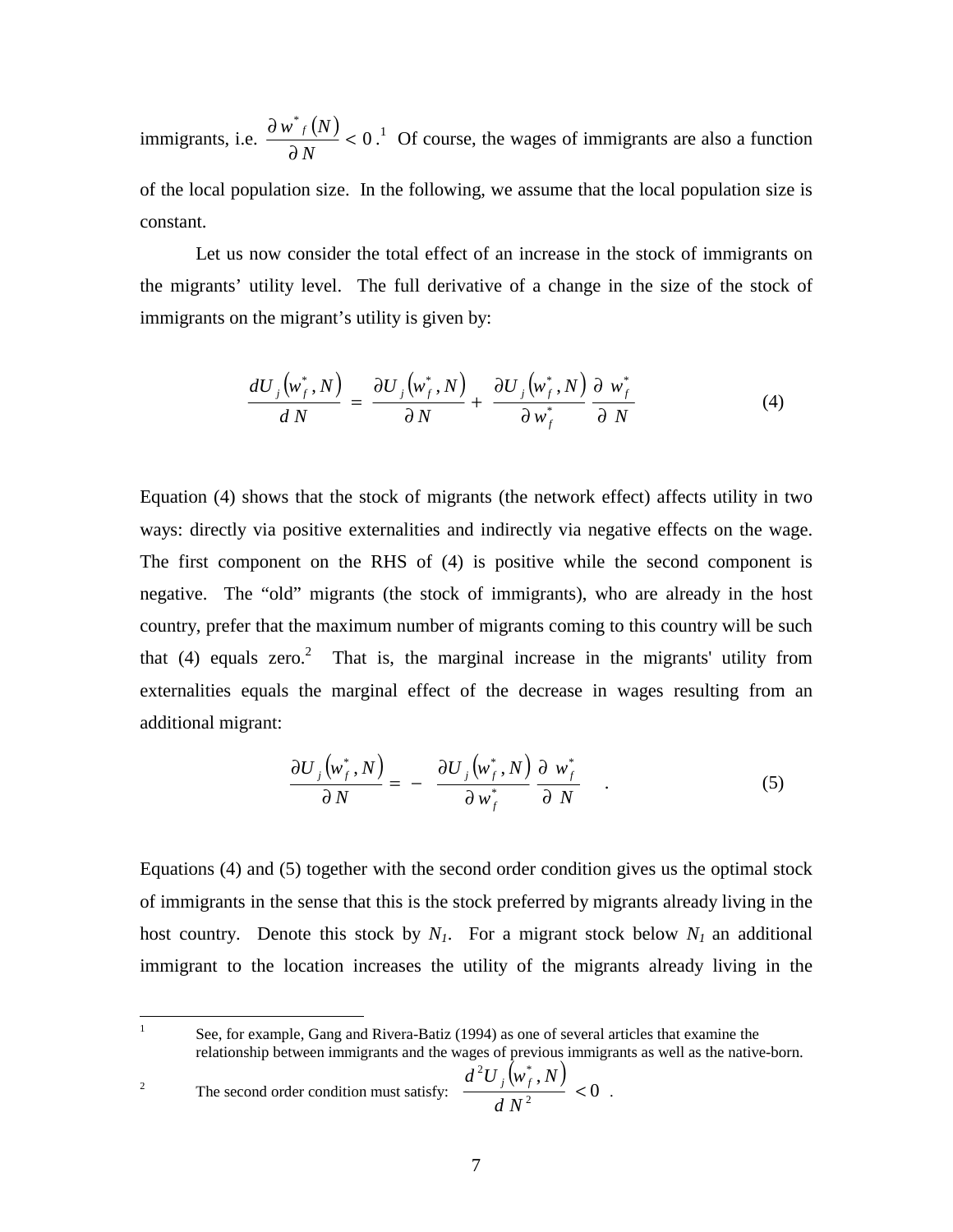immigrants, i.e. $\frac{\partial w^*{}_f(N)}{\partial N} < 0$.[1] Of course, the wages of immigrants are also a function of the local population size. In the following, we assume that the local population size is constant.

Let us now consider the total effect of an increase in the stock of immigrants on the migrants' utility level. The full derivative of a change in the size of the stock of immigrants on the migrant's utility is given by:

$$\frac{dU_j(w_f^*, N)}{d\,N} = \frac{\partial U_j(w_f^*, N)}{\partial N} + \frac{\partial U_j(w_f^*, N)}{\partial w_f^*} \frac{\partial \; w_f^*}{\partial \; N} \tag{4}$$

Equation (4) shows that the stock of migrants (the network effect) affects utility in two ways: directly via positive externalities and indirectly via negative effects on the wage. The first component on the RHS of (4) is positive while the second component is negative. The "old" migrants (the stock of immigrants), who are already in the host country, prefer that the maximum number of migrants coming to this country will be such that (4) equals zero.[2] That is, the marginal increase in the migrants' utility from externalities equals the marginal effect of the decrease in wages resulting from an additional migrant:

$$\frac{\partial U_j(w_f^*, N)}{\partial N} = -\frac{\partial U_j(w_f^*, N)}{\partial w_f^*} \frac{\partial \; w_f^*}{\partial \; N} \quad . \tag{5}$$

Equations (4) and (5) together with the second order condition gives us the optimal stock of immigrants in the sense that this is the stock preferred by migrants already living in the host country. Denote this stock by $N_1$. For a migrant stock below $N_1$ an additional immigrant to the location increases the utility of the migrants already living in the

---

[1] See, for example, Gang and Rivera-Batiz (1994) as one of several articles that examine the relationship between immigrants and the wages of previous immigrants as well as the native-born.

[2] The second order condition must satisfy: $\frac{d^2 U_j(w_f^*, N)}{d\,N^2} < 0$ .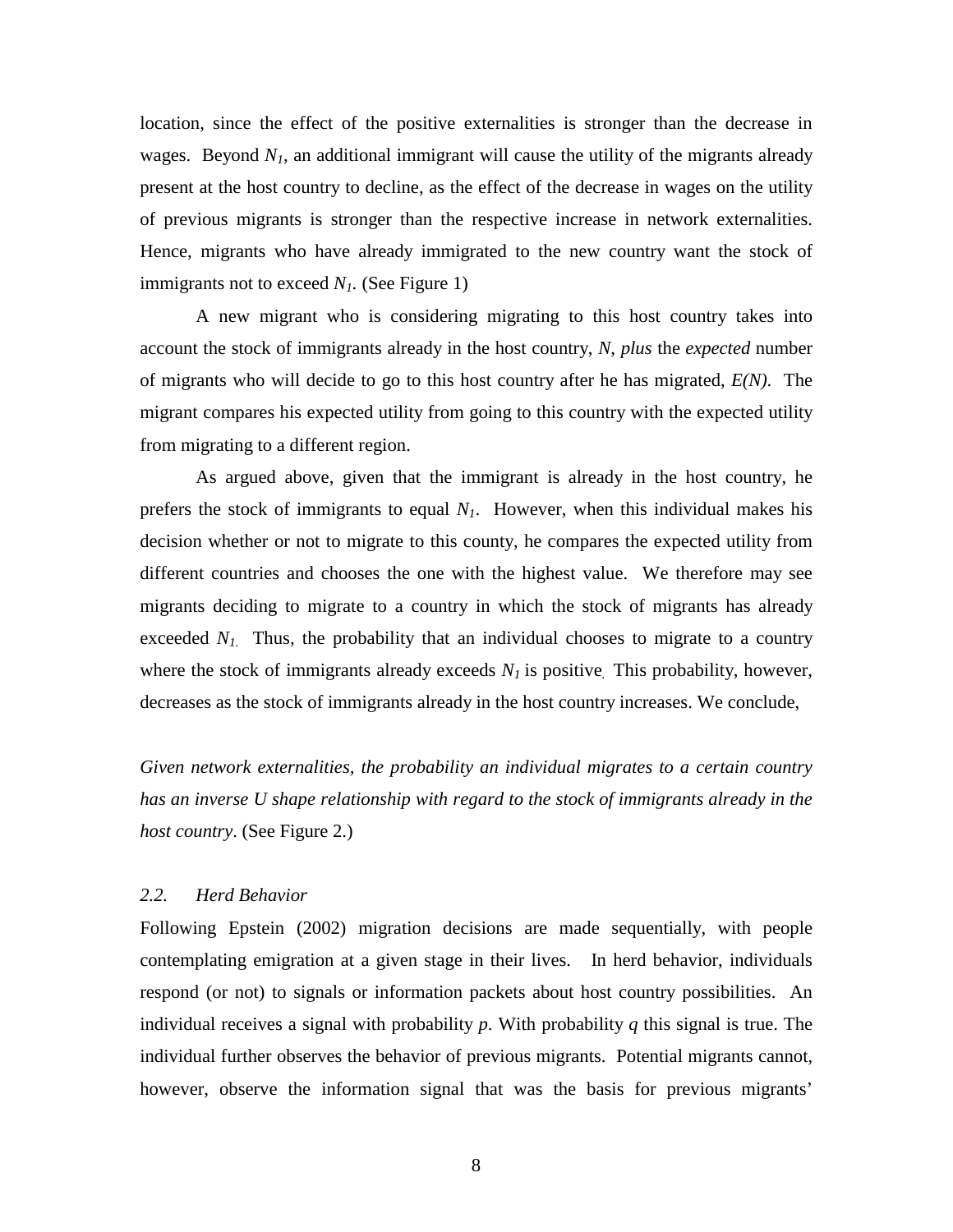location, since the effect of the positive externalities is stronger than the decrease in wages. Beyond $N_1$, an additional immigrant will cause the utility of the migrants already present at the host country to decline, as the effect of the decrease in wages on the utility of previous migrants is stronger than the respective increase in network externalities. Hence, migrants who have already immigrated to the new country want the stock of immigrants not to exceed $N_1$. (See Figure 1)

A new migrant who is considering migrating to this host country takes into account the stock of immigrants already in the host country, $N$, *plus* the *expected* number of migrants who will decide to go to this host country after he has migrated, $E(N)$. The migrant compares his expected utility from going to this country with the expected utility from migrating to a different region.

As argued above, given that the immigrant is already in the host country, he prefers the stock of immigrants to equal $N_1$. However, when this individual makes his decision whether or not to migrate to this county, he compares the expected utility from different countries and chooses the one with the highest value. We therefore may see migrants deciding to migrate to a country in which the stock of migrants has already exceeded $N_1$. Thus, the probability that an individual chooses to migrate to a country where the stock of immigrants already exceeds $N_1$ is positive. This probability, however, decreases as the stock of immigrants already in the host country increases. We conclude,

*Given network externalities, the probability an individual migrates to a certain country has an inverse U shape relationship with regard to the stock of immigrants already in the host country*. (See Figure 2.)

### *2.2. Herd Behavior*

Following Epstein (2002) migration decisions are made sequentially, with people contemplating emigration at a given stage in their lives. In herd behavior, individuals respond (or not) to signals or information packets about host country possibilities. An individual receives a signal with probability $p$. With probability $q$ this signal is true. The individual further observes the behavior of previous migrants. Potential migrants cannot, however, observe the information signal that was the basis for previous migrants'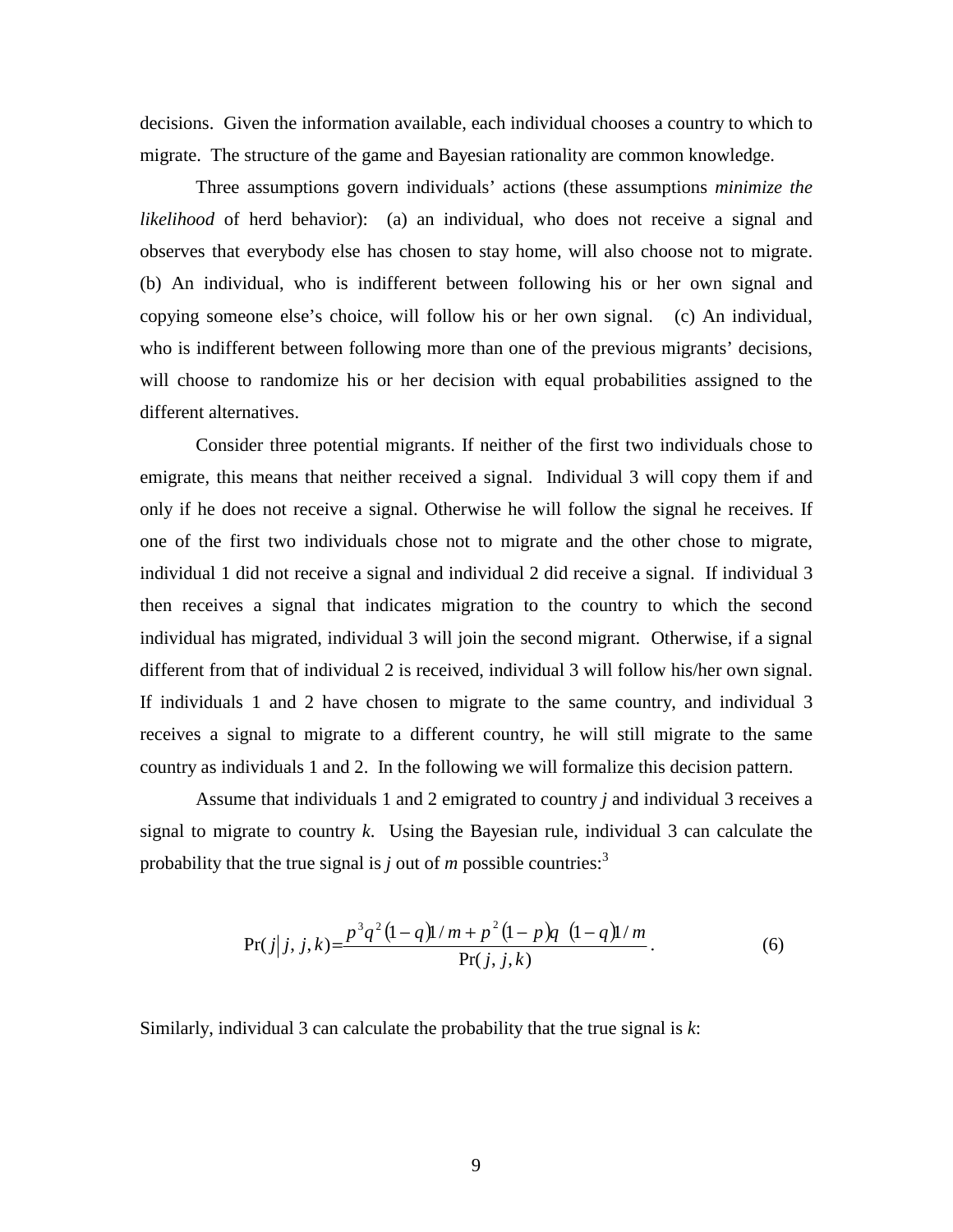decisions. Given the information available, each individual chooses a country to which to migrate. The structure of the game and Bayesian rationality are common knowledge.

Three assumptions govern individuals' actions (these assumptions *minimize the likelihood* of herd behavior): (a) an individual, who does not receive a signal and observes that everybody else has chosen to stay home, will also choose not to migrate. (b) An individual, who is indifferent between following his or her own signal and copying someone else's choice, will follow his or her own signal. (c) An individual, who is indifferent between following more than one of the previous migrants' decisions, will choose to randomize his or her decision with equal probabilities assigned to the different alternatives.

Consider three potential migrants. If neither of the first two individuals chose to emigrate, this means that neither received a signal. Individual 3 will copy them if and only if he does not receive a signal. Otherwise he will follow the signal he receives. If one of the first two individuals chose not to migrate and the other chose to migrate, individual 1 did not receive a signal and individual 2 did receive a signal. If individual 3 then receives a signal that indicates migration to the country to which the second individual has migrated, individual 3 will join the second migrant. Otherwise, if a signal different from that of individual 2 is received, individual 3 will follow his/her own signal. If individuals 1 and 2 have chosen to migrate to the same country, and individual 3 receives a signal to migrate to a different country, he will still migrate to the same country as individuals 1 and 2. In the following we will formalize this decision pattern.

Assume that individuals 1 and 2 emigrated to country *j* and individual 3 receives a signal to migrate to country *k*. Using the Bayesian rule, individual 3 can calculate the probability that the true signal is *j* out of *m* possible countries:[3]

$$\Pr(j|\, j, j, k) = \frac{p^3 q^2 (1-q) 1/m + p^2 (1-p) q \;\; (1-q) 1/m}{\Pr(j, j, k)}. \tag{6}$$

Similarly, individual 3 can calculate the probability that the true signal is *k*: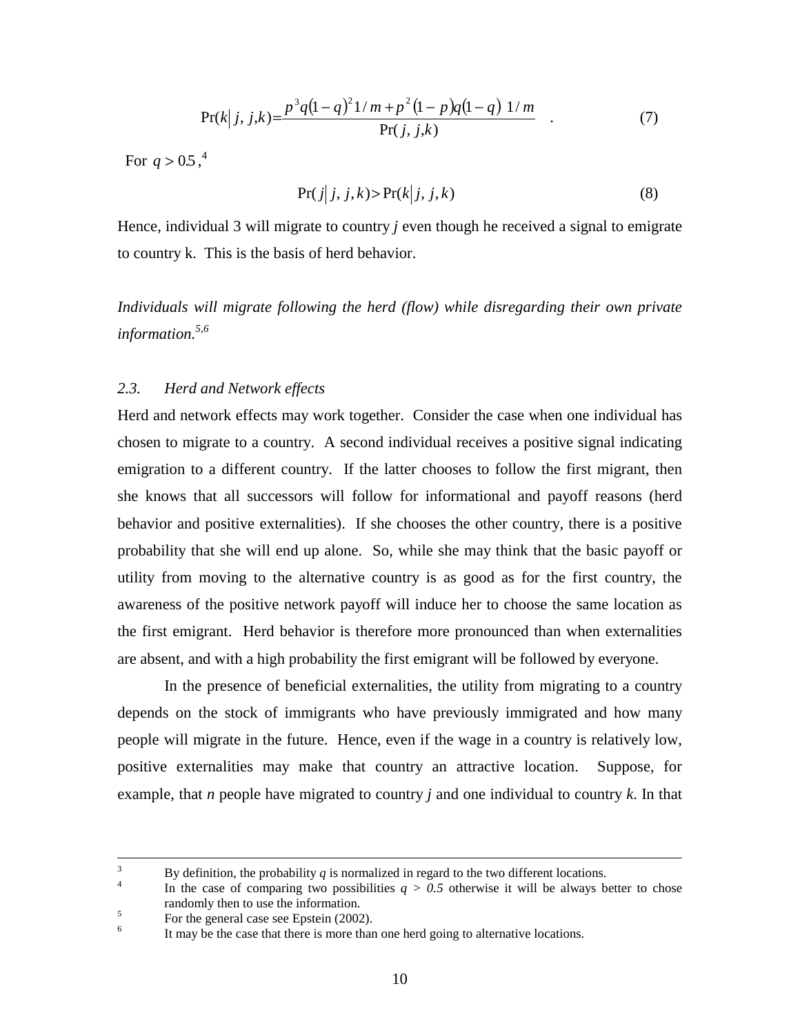$$\Pr(k \mid j, j, k) = \frac{p^3 q(1-q)^2 1/m + p^2(1-p)q(1-q)\ 1/m}{\Pr(j, j, k)} \quad . \tag{7}$$

For $q > 0.5$,[4]

$$\Pr(j \mid j, j, k) > \Pr(k \mid j, j, k) \tag{8}$$

Hence, individual 3 will migrate to country *j* even though he received a signal to emigrate to country k. This is the basis of herd behavior.

*Individuals will migrate following the herd (flow) while disregarding their own private information.*[5,6]

### 2.3. Herd and Network effects

Herd and network effects may work together. Consider the case when one individual has chosen to migrate to a country. A second individual receives a positive signal indicating emigration to a different country. If the latter chooses to follow the first migrant, then she knows that all successors will follow for informational and payoff reasons (herd behavior and positive externalities). If she chooses the other country, there is a positive probability that she will end up alone. So, while she may think that the basic payoff or utility from moving to the alternative country is as good as for the first country, the awareness of the positive network payoff will induce her to choose the same location as the first emigrant. Herd behavior is therefore more pronounced than when externalities are absent, and with a high probability the first emigrant will be followed by everyone.

In the presence of beneficial externalities, the utility from migrating to a country depends on the stock of immigrants who have previously immigrated and how many people will migrate in the future. Hence, even if the wage in a country is relatively low, positive externalities may make that country an attractive location. Suppose, for example, that *n* people have migrated to country *j* and one individual to country *k*. In that

---

[3] By definition, the probability *q* is normalized in regard to the two different locations.

[4] In the case of comparing two possibilities *q > 0.5* otherwise it will be always better to chose randomly then to use the information.

[5] For the general case see Epstein (2002).

[6] It may be the case that there is more than one herd going to alternative locations.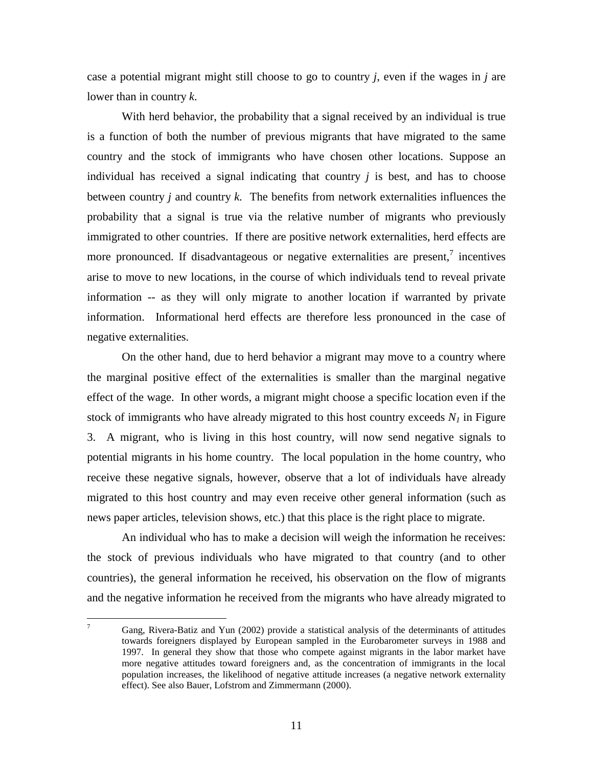case a potential migrant might still choose to go to country *j*, even if the wages in *j* are lower than in country *k*.

With herd behavior, the probability that a signal received by an individual is true is a function of both the number of previous migrants that have migrated to the same country and the stock of immigrants who have chosen other locations. Suppose an individual has received a signal indicating that country *j* is best, and has to choose between country *j* and country *k*. The benefits from network externalities influences the probability that a signal is true via the relative number of migrants who previously immigrated to other countries. If there are positive network externalities, herd effects are more pronounced. If disadvantageous or negative externalities are present,[7] incentives arise to move to new locations, in the course of which individuals tend to reveal private information -- as they will only migrate to another location if warranted by private information. Informational herd effects are therefore less pronounced in the case of negative externalities.

On the other hand, due to herd behavior a migrant may move to a country where the marginal positive effect of the externalities is smaller than the marginal negative effect of the wage. In other words, a migrant might choose a specific location even if the stock of immigrants who have already migrated to this host country exceeds $N_1$ in Figure 3. A migrant, who is living in this host country, will now send negative signals to potential migrants in his home country. The local population in the home country, who receive these negative signals, however, observe that a lot of individuals have already migrated to this host country and may even receive other general information (such as news paper articles, television shows, etc.) that this place is the right place to migrate.

An individual who has to make a decision will weigh the information he receives: the stock of previous individuals who have migrated to that country (and to other countries), the general information he received, his observation on the flow of migrants and the negative information he received from the migrants who have already migrated to

---

[7] Gang, Rivera-Batiz and Yun (2002) provide a statistical analysis of the determinants of attitudes towards foreigners displayed by European sampled in the Eurobarometer surveys in 1988 and 1997. In general they show that those who compete against migrants in the labor market have more negative attitudes toward foreigners and, as the concentration of immigrants in the local population increases, the likelihood of negative attitude increases (a negative network externality effect). See also Bauer, Lofstrom and Zimmermann (2000).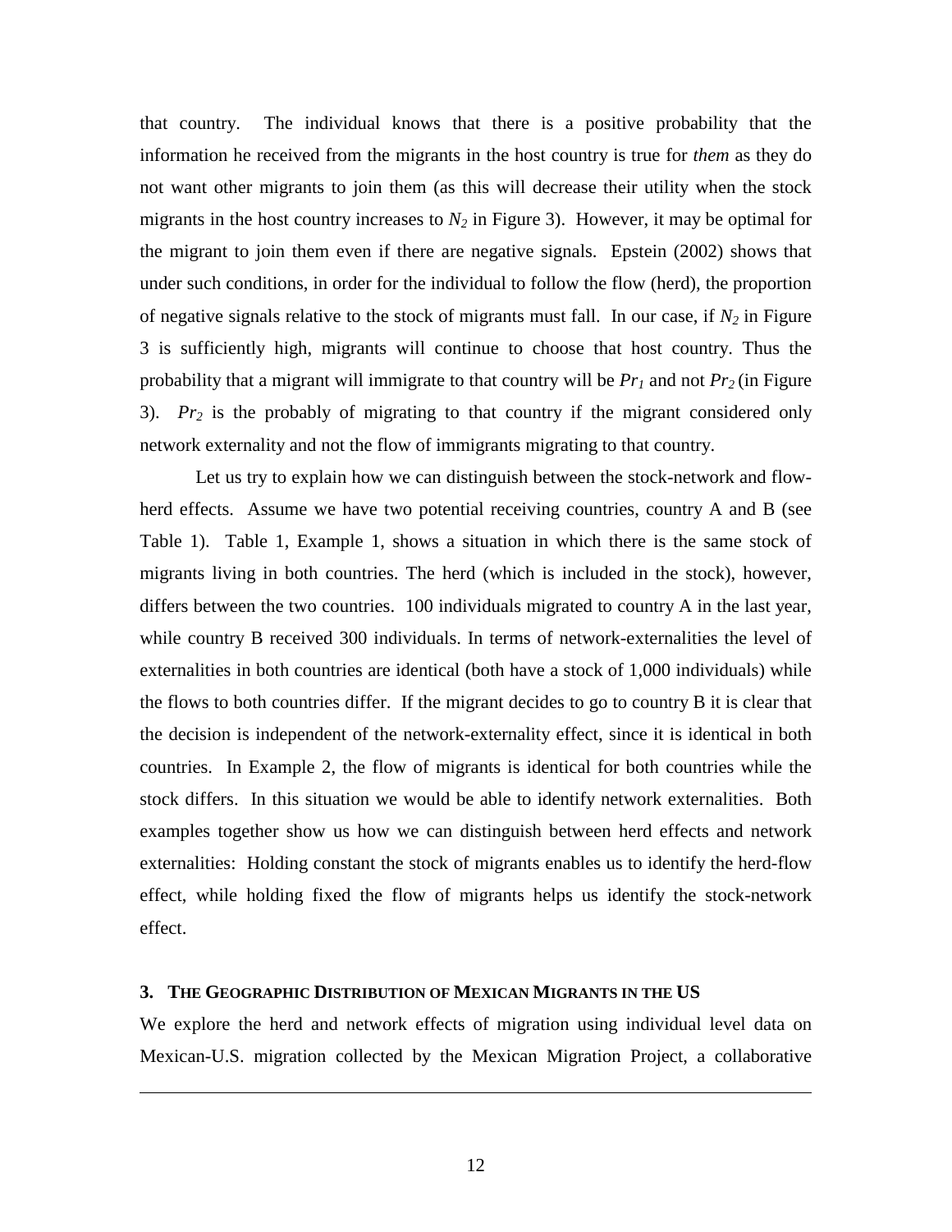that country. The individual knows that there is a positive probability that the information he received from the migrants in the host country is true for *them* as they do not want other migrants to join them (as this will decrease their utility when the stock migrants in the host country increases to $N_2$ in Figure 3). However, it may be optimal for the migrant to join them even if there are negative signals. Epstein (2002) shows that under such conditions, in order for the individual to follow the flow (herd), the proportion of negative signals relative to the stock of migrants must fall. In our case, if $N_2$ in Figure 3 is sufficiently high, migrants will continue to choose that host country. Thus the probability that a migrant will immigrate to that country will be $Pr_1$ and not $Pr_2$ (in Figure 3). $Pr_2$ is the probably of migrating to that country if the migrant considered only network externality and not the flow of immigrants migrating to that country.

Let us try to explain how we can distinguish between the stock-network and flow-herd effects. Assume we have two potential receiving countries, country A and B (see Table 1). Table 1, Example 1, shows a situation in which there is the same stock of migrants living in both countries. The herd (which is included in the stock), however, differs between the two countries. 100 individuals migrated to country A in the last year, while country B received 300 individuals. In terms of network-externalities the level of externalities in both countries are identical (both have a stock of 1,000 individuals) while the flows to both countries differ. If the migrant decides to go to country B it is clear that the decision is independent of the network-externality effect, since it is identical in both countries. In Example 2, the flow of migrants is identical for both countries while the stock differs. In this situation we would be able to identify network externalities. Both examples together show us how we can distinguish between herd effects and network externalities: Holding constant the stock of migrants enables us to identify the herd-flow effect, while holding fixed the flow of migrants helps us identify the stock-network effect.

## 3. THE GEOGRAPHIC DISTRIBUTION OF MEXICAN MIGRANTS IN THE US

We explore the herd and network effects of migration using individual level data on Mexican-U.S. migration collected by the Mexican Migration Project, a collaborative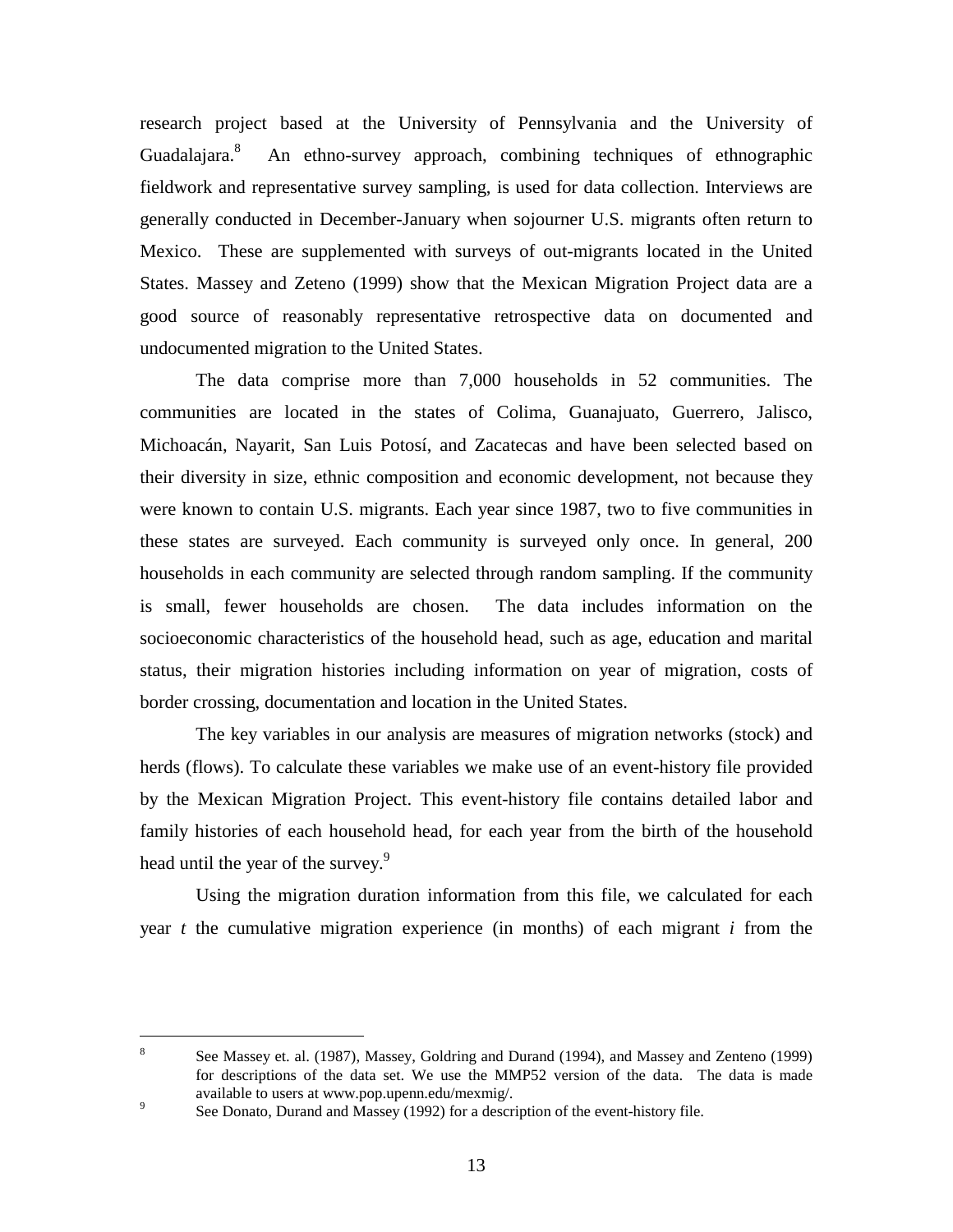research project based at the University of Pennsylvania and the University of Guadalajara.[8] An ethno-survey approach, combining techniques of ethnographic fieldwork and representative survey sampling, is used for data collection. Interviews are generally conducted in December-January when sojourner U.S. migrants often return to Mexico. These are supplemented with surveys of out-migrants located in the United States. Massey and Zeteno (1999) show that the Mexican Migration Project data are a good source of reasonably representative retrospective data on documented and undocumented migration to the United States.

The data comprise more than 7,000 households in 52 communities. The communities are located in the states of Colima, Guanajuato, Guerrero, Jalisco, Michoacán, Nayarit, San Luis Potosí, and Zacatecas and have been selected based on their diversity in size, ethnic composition and economic development, not because they were known to contain U.S. migrants. Each year since 1987, two to five communities in these states are surveyed. Each community is surveyed only once. In general, 200 households in each community are selected through random sampling. If the community is small, fewer households are chosen. The data includes information on the socioeconomic characteristics of the household head, such as age, education and marital status, their migration histories including information on year of migration, costs of border crossing, documentation and location in the United States.

The key variables in our analysis are measures of migration networks (stock) and herds (flows). To calculate these variables we make use of an event-history file provided by the Mexican Migration Project. This event-history file contains detailed labor and family histories of each household head, for each year from the birth of the household head until the year of the survey.[9]

Using the migration duration information from this file, we calculated for each year $t$ the cumulative migration experience (in months) of each migrant $i$ from the

---

[8] See Massey et. al. (1987), Massey, Goldring and Durand (1994), and Massey and Zenteno (1999) for descriptions of the data set. We use the MMP52 version of the data. The data is made available to users at www.pop.upenn.edu/mexmig/.

[9] See Donato, Durand and Massey (1992) for a description of the event-history file.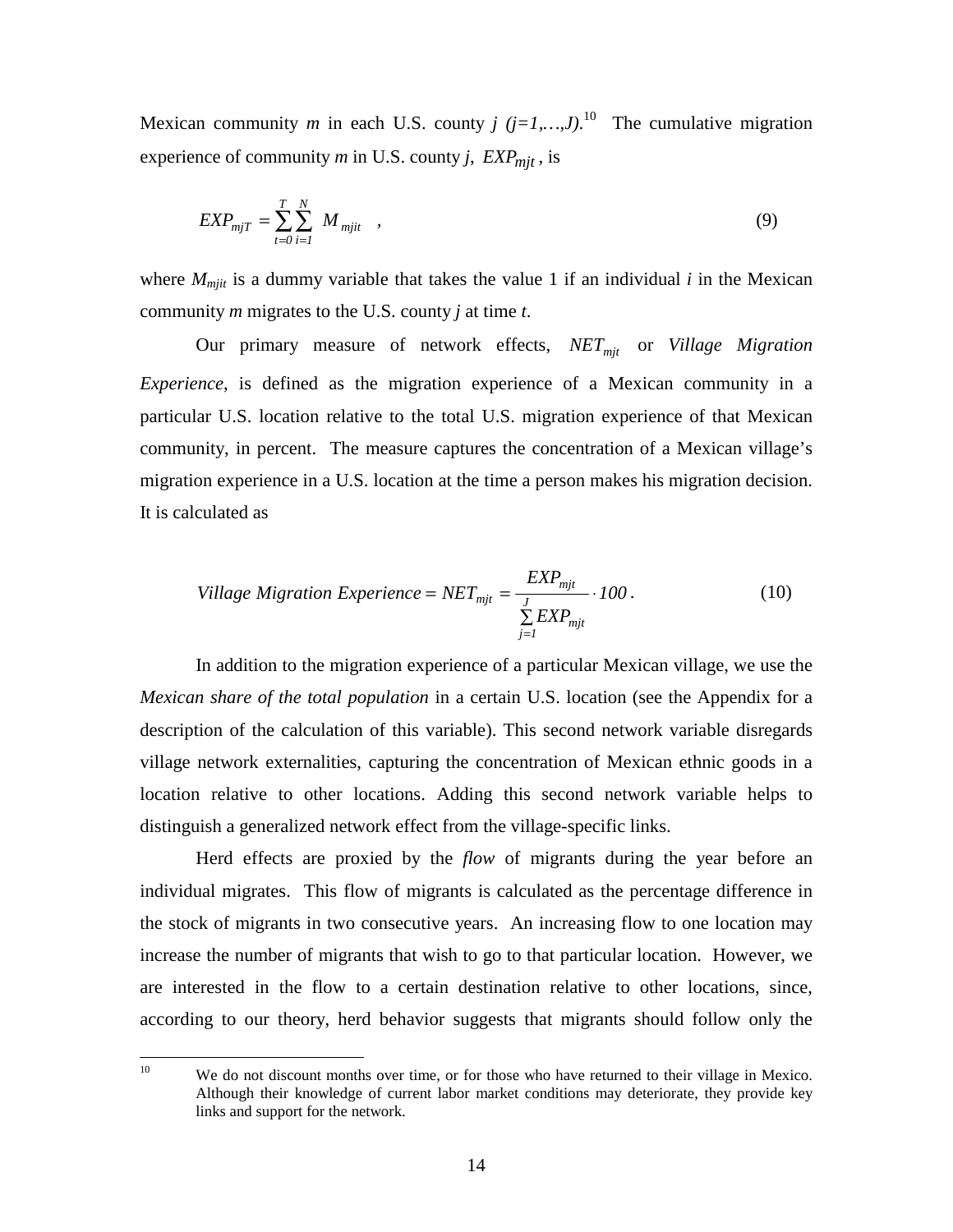Mexican community *m* in each U.S. county *j (j=1,…,J).*[10] The cumulative migration experience of community *m* in U.S. county *j*, $EXP_{mjt}$, is

$$EXP_{mjT} = \sum_{t=0}^{T} \sum_{i=1}^{N} M_{mjit} \quad , \tag{9}$$

where $M_{mjit}$ is a dummy variable that takes the value 1 if an individual *i* in the Mexican community *m* migrates to the U.S. county *j* at time *t*.

Our primary measure of network effects, $NET_{mjt}$ or *Village Migration Experience*, is defined as the migration experience of a Mexican community in a particular U.S. location relative to the total U.S. migration experience of that Mexican community, in percent. The measure captures the concentration of a Mexican village's migration experience in a U.S. location at the time a person makes his migration decision. It is calculated as

$$Village\ Migration\ Experience = NET_{mjt} = \frac{EXP_{mjt}}{\sum_{j=1}^{J} EXP_{mjt}} \cdot 100 \,. \tag{10}$$

In addition to the migration experience of a particular Mexican village, we use the *Mexican share of the total population* in a certain U.S. location (see the Appendix for a description of the calculation of this variable). This second network variable disregards village network externalities, capturing the concentration of Mexican ethnic goods in a location relative to other locations. Adding this second network variable helps to distinguish a generalized network effect from the village-specific links.

Herd effects are proxied by the *flow* of migrants during the year before an individual migrates. This flow of migrants is calculated as the percentage difference in the stock of migrants in two consecutive years. An increasing flow to one location may increase the number of migrants that wish to go to that particular location. However, we are interested in the flow to a certain destination relative to other locations, since, according to our theory, herd behavior suggests that migrants should follow only the

[10] We do not discount months over time, or for those who have returned to their village in Mexico. Although their knowledge of current labor market conditions may deteriorate, they provide key links and support for the network.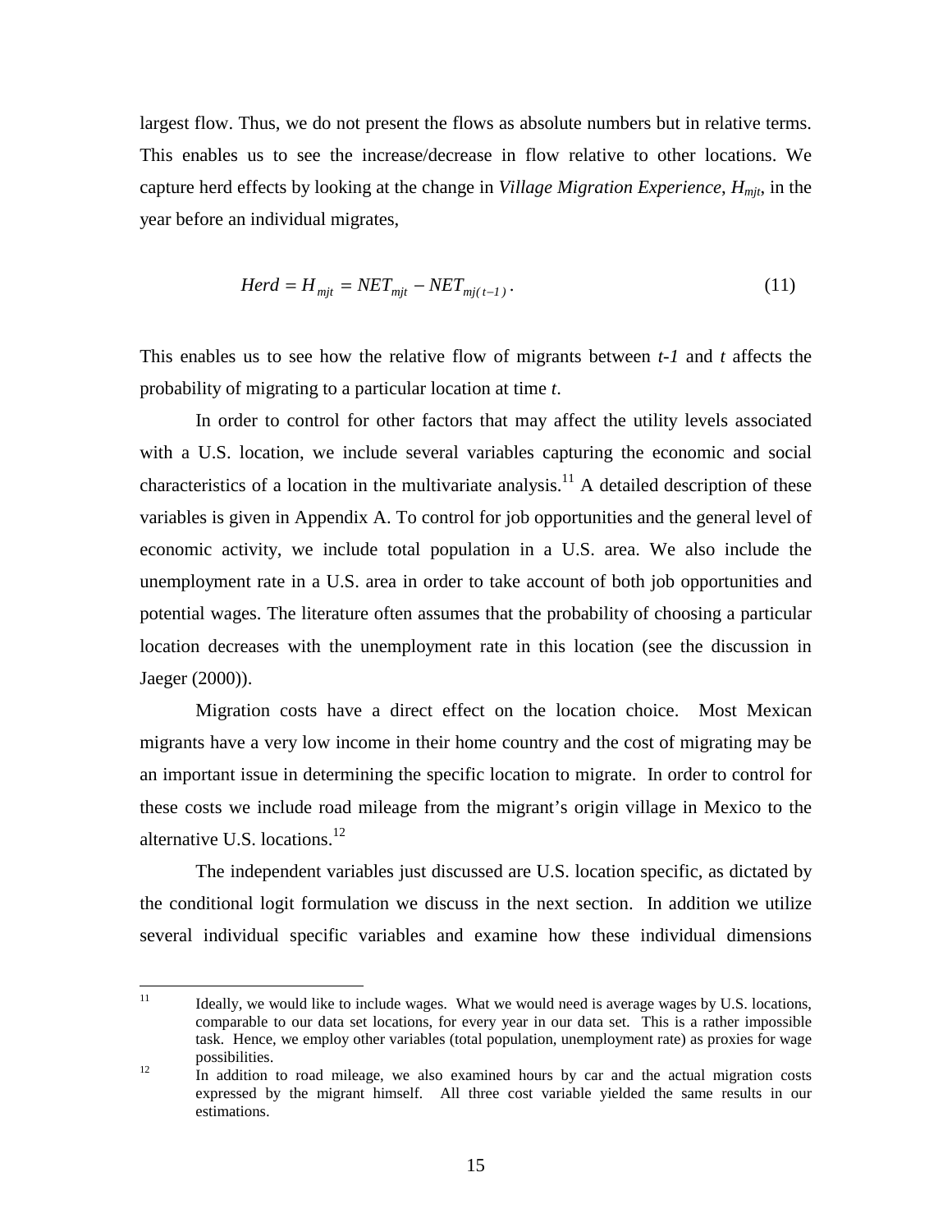largest flow. Thus, we do not present the flows as absolute numbers but in relative terms. This enables us to see the increase/decrease in flow relative to other locations. We capture herd effects by looking at the change in *Village Migration Experience*, $H_{mjt}$, in the year before an individual migrates,

$$Herd = H_{mjt} = NET_{mjt} - NET_{mj(t-1)}\,. \tag{11}$$

This enables us to see how the relative flow of migrants between *t-1* and *t* affects the probability of migrating to a particular location at time *t*.

In order to control for other factors that may affect the utility levels associated with a U.S. location, we include several variables capturing the economic and social characteristics of a location in the multivariate analysis.[11] A detailed description of these variables is given in Appendix A. To control for job opportunities and the general level of economic activity, we include total population in a U.S. area. We also include the unemployment rate in a U.S. area in order to take account of both job opportunities and potential wages. The literature often assumes that the probability of choosing a particular location decreases with the unemployment rate in this location (see the discussion in Jaeger (2000)).

Migration costs have a direct effect on the location choice. Most Mexican migrants have a very low income in their home country and the cost of migrating may be an important issue in determining the specific location to migrate. In order to control for these costs we include road mileage from the migrant's origin village in Mexico to the alternative U.S. locations.[12]

The independent variables just discussed are U.S. location specific, as dictated by the conditional logit formulation we discuss in the next section. In addition we utilize several individual specific variables and examine how these individual dimensions

---

[11] Ideally, we would like to include wages. What we would need is average wages by U.S. locations, comparable to our data set locations, for every year in our data set. This is a rather impossible task. Hence, we employ other variables (total population, unemployment rate) as proxies for wage possibilities.

[12] In addition to road mileage, we also examined hours by car and the actual migration costs expressed by the migrant himself. All three cost variable yielded the same results in our estimations.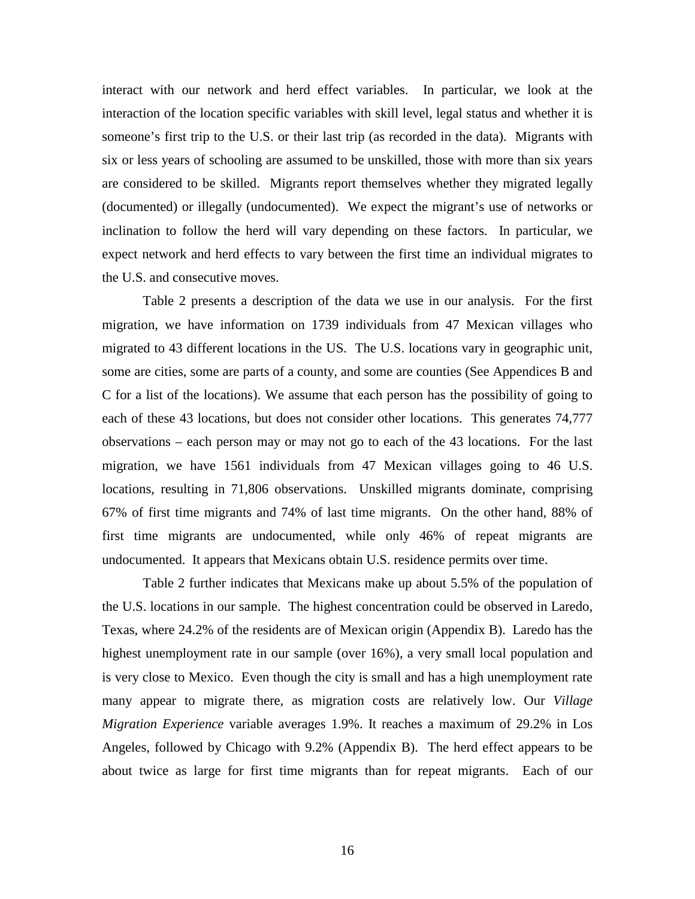interact with our network and herd effect variables. In particular, we look at the interaction of the location specific variables with skill level, legal status and whether it is someone's first trip to the U.S. or their last trip (as recorded in the data). Migrants with six or less years of schooling are assumed to be unskilled, those with more than six years are considered to be skilled. Migrants report themselves whether they migrated legally (documented) or illegally (undocumented). We expect the migrant's use of networks or inclination to follow the herd will vary depending on these factors. In particular, we expect network and herd effects to vary between the first time an individual migrates to the U.S. and consecutive moves.

Table 2 presents a description of the data we use in our analysis. For the first migration, we have information on 1739 individuals from 47 Mexican villages who migrated to 43 different locations in the US. The U.S. locations vary in geographic unit, some are cities, some are parts of a county, and some are counties (See Appendices B and C for a list of the locations). We assume that each person has the possibility of going to each of these 43 locations, but does not consider other locations. This generates 74,777 observations – each person may or may not go to each of the 43 locations. For the last migration, we have 1561 individuals from 47 Mexican villages going to 46 U.S. locations, resulting in 71,806 observations. Unskilled migrants dominate, comprising 67% of first time migrants and 74% of last time migrants. On the other hand, 88% of first time migrants are undocumented, while only 46% of repeat migrants are undocumented. It appears that Mexicans obtain U.S. residence permits over time.

Table 2 further indicates that Mexicans make up about 5.5% of the population of the U.S. locations in our sample. The highest concentration could be observed in Laredo, Texas, where 24.2% of the residents are of Mexican origin (Appendix B). Laredo has the highest unemployment rate in our sample (over 16%), a very small local population and is very close to Mexico. Even though the city is small and has a high unemployment rate many appear to migrate there, as migration costs are relatively low. Our *Village Migration Experience* variable averages 1.9%. It reaches a maximum of 29.2% in Los Angeles, followed by Chicago with 9.2% (Appendix B). The herd effect appears to be about twice as large for first time migrants than for repeat migrants. Each of our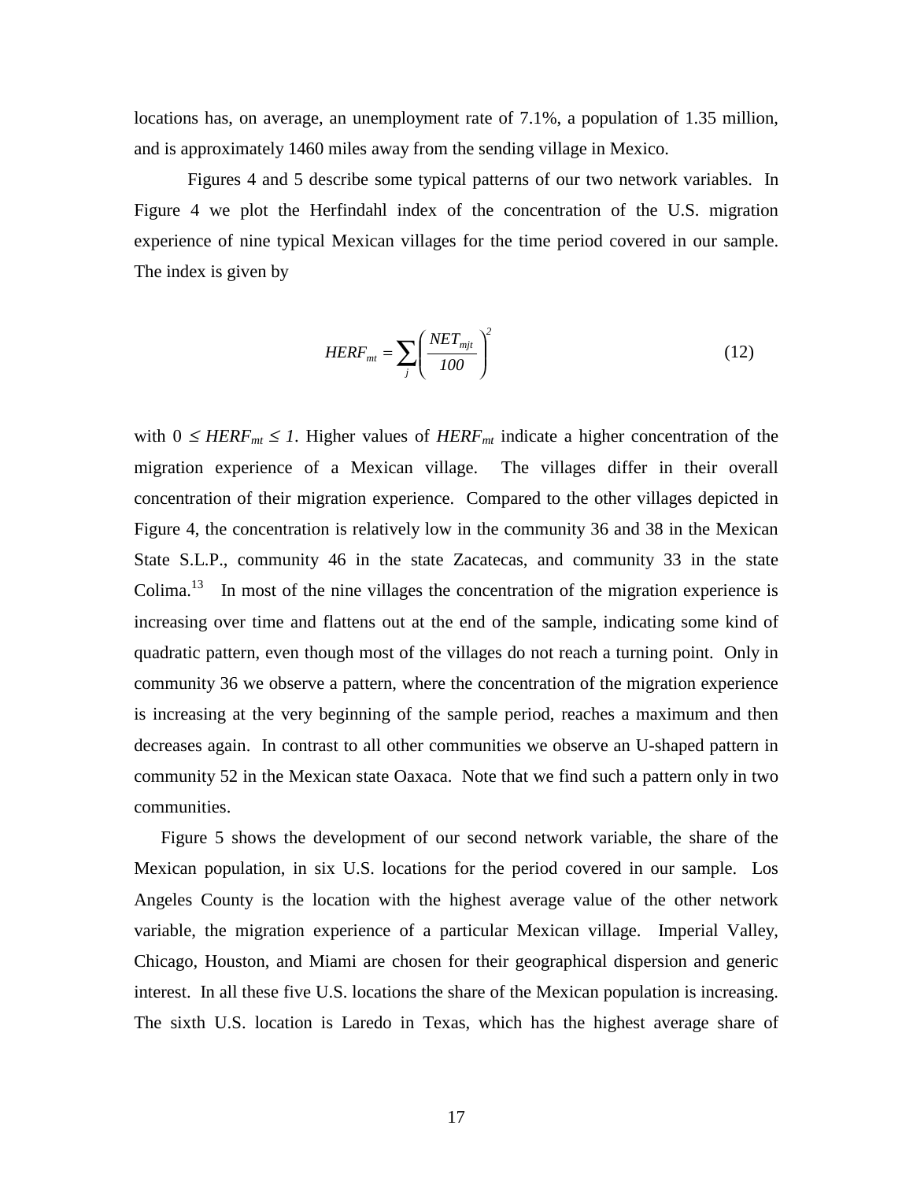locations has, on average, an unemployment rate of 7.1%, a population of 1.35 million, and is approximately 1460 miles away from the sending village in Mexico.

Figures 4 and 5 describe some typical patterns of our two network variables. In Figure 4 we plot the Herfindahl index of the concentration of the U.S. migration experience of nine typical Mexican villages for the time period covered in our sample. The index is given by

$$HERF_{mt} = \sum_{j} \left( \frac{NET_{mjt}}{100} \right)^{2} \tag{12}$$

with $0 \leq HERF_{mt} \leq 1$. Higher values of $HERF_{mt}$ indicate a higher concentration of the migration experience of a Mexican village. The villages differ in their overall concentration of their migration experience. Compared to the other villages depicted in Figure 4, the concentration is relatively low in the community 36 and 38 in the Mexican State S.L.P., community 46 in the state Zacatecas, and community 33 in the state Colima.[13] In most of the nine villages the concentration of the migration experience is increasing over time and flattens out at the end of the sample, indicating some kind of quadratic pattern, even though most of the villages do not reach a turning point. Only in community 36 we observe a pattern, where the concentration of the migration experience is increasing at the very beginning of the sample period, reaches a maximum and then decreases again. In contrast to all other communities we observe an U-shaped pattern in community 52 in the Mexican state Oaxaca. Note that we find such a pattern only in two communities.

Figure 5 shows the development of our second network variable, the share of the Mexican population, in six U.S. locations for the period covered in our sample. Los Angeles County is the location with the highest average value of the other network variable, the migration experience of a particular Mexican village. Imperial Valley, Chicago, Houston, and Miami are chosen for their geographical dispersion and generic interest. In all these five U.S. locations the share of the Mexican population is increasing. The sixth U.S. location is Laredo in Texas, which has the highest average share of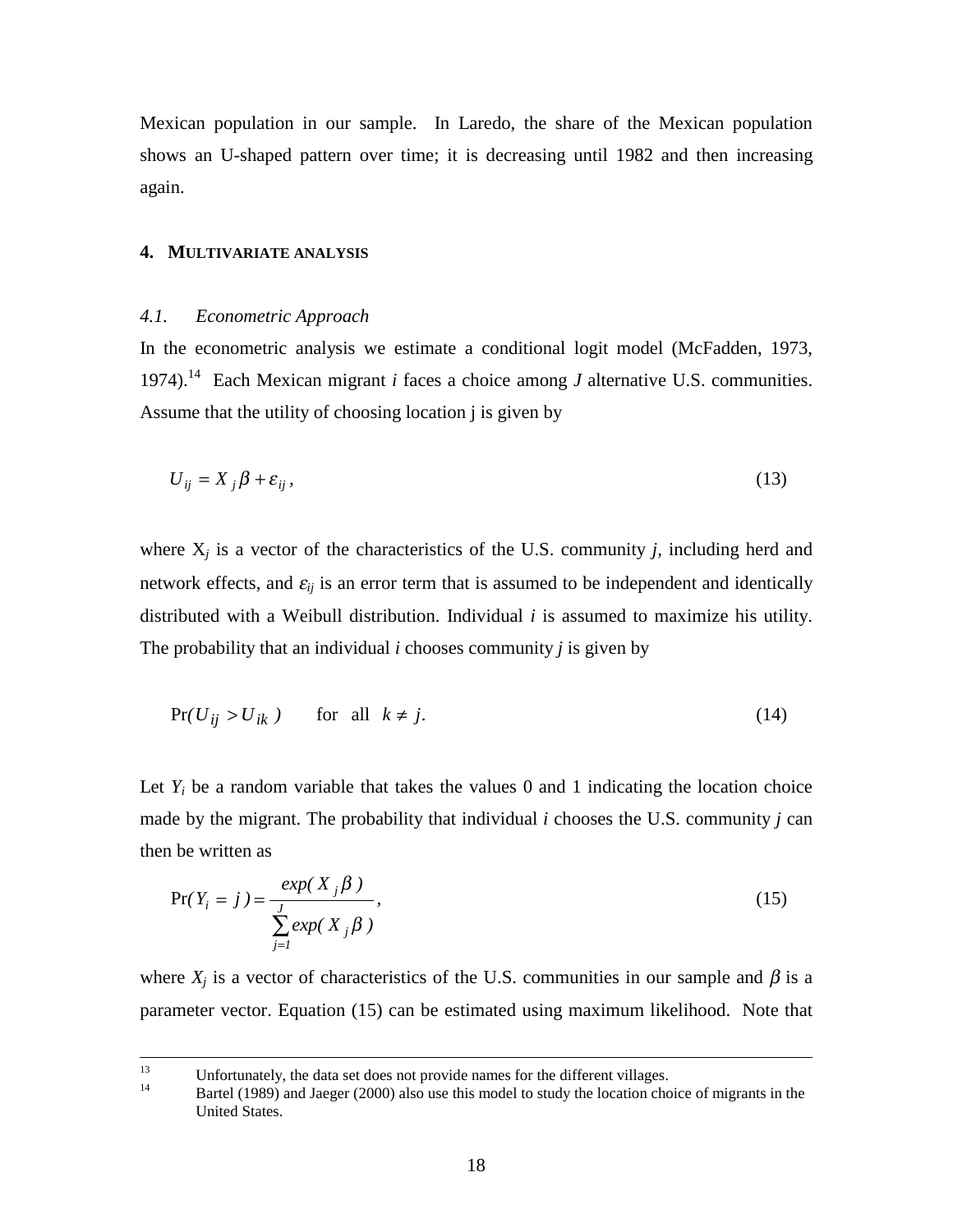Mexican population in our sample. In Laredo, the share of the Mexican population shows an U-shaped pattern over time; it is decreasing until 1982 and then increasing again.

## 4. MULTIVARIATE ANALYSIS

### *4.1. Econometric Approach*

In the econometric analysis we estimate a conditional logit model (McFadden, 1973, 1974).[14] Each Mexican migrant *i* faces a choice among *J* alternative U.S. communities. Assume that the utility of choosing location j is given by

$$U_{ij} = X_j \beta + \varepsilon_{ij}, \tag{13}$$

where $X_j$ is a vector of the characteristics of the U.S. community *j*, including herd and network effects, and $\varepsilon_{ij}$ is an error term that is assumed to be independent and identically distributed with a Weibull distribution. Individual *i* is assumed to maximize his utility. The probability that an individual *i* chooses community *j* is given by

$$\Pr(U_{ij} > U_{ik}) \quad \text{for all} \quad k \neq j. \tag{14}$$

Let $Y_i$ be a random variable that takes the values 0 and 1 indicating the location choice made by the migrant. The probability that individual *i* chooses the U.S. community *j* can then be written as

$$\Pr(Y_i = j) = \frac{exp(X_j \beta)}{\sum_{j=1}^{J} exp(X_j \beta)}, \tag{15}$$

where $X_j$ is a vector of characteristics of the U.S. communities in our sample and $\beta$ is a parameter vector. Equation (15) can be estimated using maximum likelihood. Note that

---

[13] Unfortunately, the data set does not provide names for the different villages.

[14] Bartel (1989) and Jaeger (2000) also use this model to study the location choice of migrants in the United States.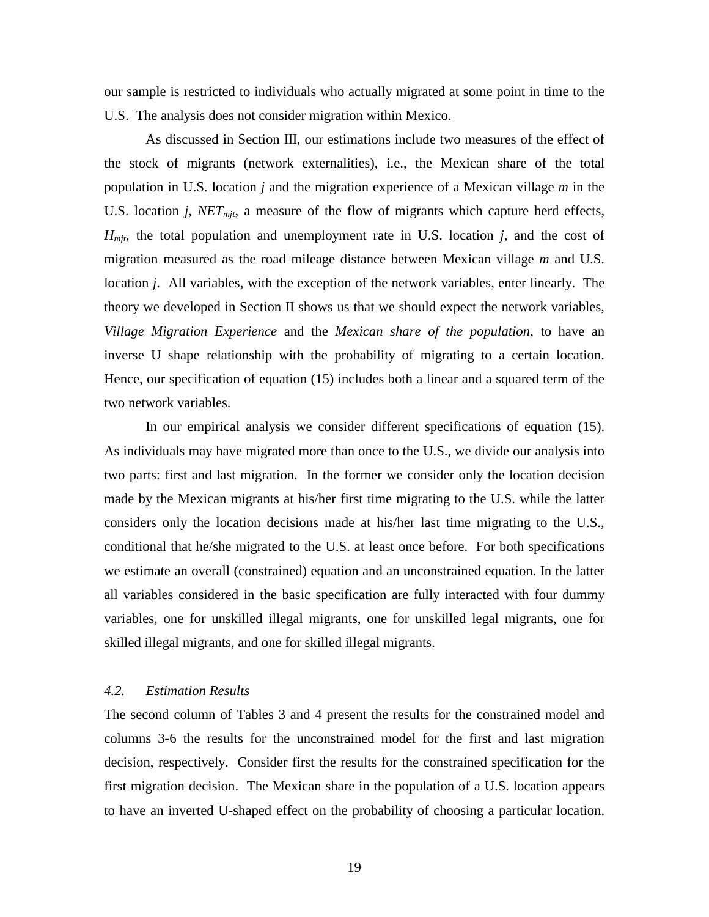our sample is restricted to individuals who actually migrated at some point in time to the U.S. The analysis does not consider migration within Mexico.

As discussed in Section III, our estimations include two measures of the effect of the stock of migrants (network externalities), i.e., the Mexican share of the total population in U.S. location *j* and the migration experience of a Mexican village *m* in the U.S. location *j*, $NET_{mjt}$, a measure of the flow of migrants which capture herd effects, $H_{mjt}$, the total population and unemployment rate in U.S. location *j*, and the cost of migration measured as the road mileage distance between Mexican village *m* and U.S. location *j*. All variables, with the exception of the network variables, enter linearly. The theory we developed in Section II shows us that we should expect the network variables, *Village Migration Experience* and the *Mexican share of the population*, to have an inverse U shape relationship with the probability of migrating to a certain location. Hence, our specification of equation (15) includes both a linear and a squared term of the two network variables.

In our empirical analysis we consider different specifications of equation (15). As individuals may have migrated more than once to the U.S., we divide our analysis into two parts: first and last migration. In the former we consider only the location decision made by the Mexican migrants at his/her first time migrating to the U.S. while the latter considers only the location decisions made at his/her last time migrating to the U.S., conditional that he/she migrated to the U.S. at least once before. For both specifications we estimate an overall (constrained) equation and an unconstrained equation. In the latter all variables considered in the basic specification are fully interacted with four dummy variables, one for unskilled illegal migrants, one for unskilled legal migrants, one for skilled illegal migrants, and one for skilled illegal migrants.

### *4.2. Estimation Results*

The second column of Tables 3 and 4 present the results for the constrained model and columns 3-6 the results for the unconstrained model for the first and last migration decision, respectively. Consider first the results for the constrained specification for the first migration decision. The Mexican share in the population of a U.S. location appears to have an inverted U-shaped effect on the probability of choosing a particular location.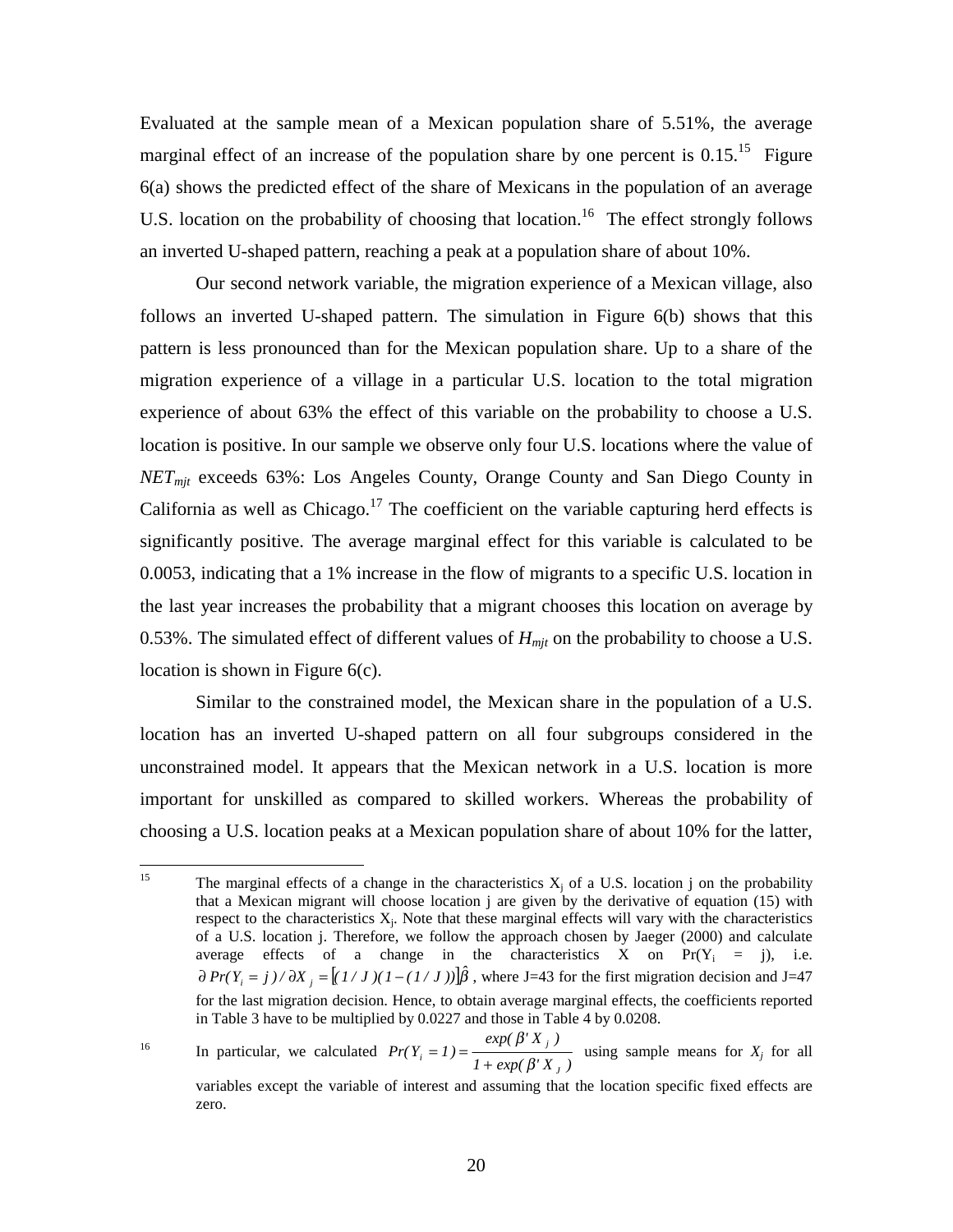Evaluated at the sample mean of a Mexican population share of 5.51%, the average marginal effect of an increase of the population share by one percent is 0.15.[15] Figure 6(a) shows the predicted effect of the share of Mexicans in the population of an average U.S. location on the probability of choosing that location.[16] The effect strongly follows an inverted U-shaped pattern, reaching a peak at a population share of about 10%.

Our second network variable, the migration experience of a Mexican village, also follows an inverted U-shaped pattern. The simulation in Figure 6(b) shows that this pattern is less pronounced than for the Mexican population share. Up to a share of the migration experience of a village in a particular U.S. location to the total migration experience of about 63% the effect of this variable on the probability to choose a U.S. location is positive. In our sample we observe only four U.S. locations where the value of $NET_{mjt}$ exceeds 63%: Los Angeles County, Orange County and San Diego County in California as well as Chicago.[17] The coefficient on the variable capturing herd effects is significantly positive. The average marginal effect for this variable is calculated to be 0.0053, indicating that a 1% increase in the flow of migrants to a specific U.S. location in the last year increases the probability that a migrant chooses this location on average by 0.53%. The simulated effect of different values of $H_{mjt}$ on the probability to choose a U.S. location is shown in Figure 6(c).

Similar to the constrained model, the Mexican share in the population of a U.S. location has an inverted U-shaped pattern on all four subgroups considered in the unconstrained model. It appears that the Mexican network in a U.S. location is more important for unskilled as compared to skilled workers. Whereas the probability of choosing a U.S. location peaks at a Mexican population share of about 10% for the latter,

---

[15] The marginal effects of a change in the characteristics $X_j$ of a U.S. location j on the probability that a Mexican migrant will choose location j are given by the derivative of equation (15) with respect to the characteristics $X_j$. Note that these marginal effects will vary with the characteristics of a U.S. location j. Therefore, we follow the approach chosen by Jaeger (2000) and calculate average effects of a change in the characteristics X on $Pr(Y_i = j)$, i.e. $\partial Pr(Y_i = j) / \partial X_j = [(1/J)(1-(1/J))]\hat{\beta}$, where J=43 for the first migration decision and J=47 for the last migration decision. Hence, to obtain average marginal effects, the coefficients reported in Table 3 have to be multiplied by 0.0227 and those in Table 4 by 0.0208.

[16] In particular, we calculated $Pr(Y_i = 1) = \dfrac{exp(\beta' X_j)}{1 + exp(\beta' X_J)}$ using sample means for $X_j$ for all variables except the variable of interest and assuming that the location specific fixed effects are zero.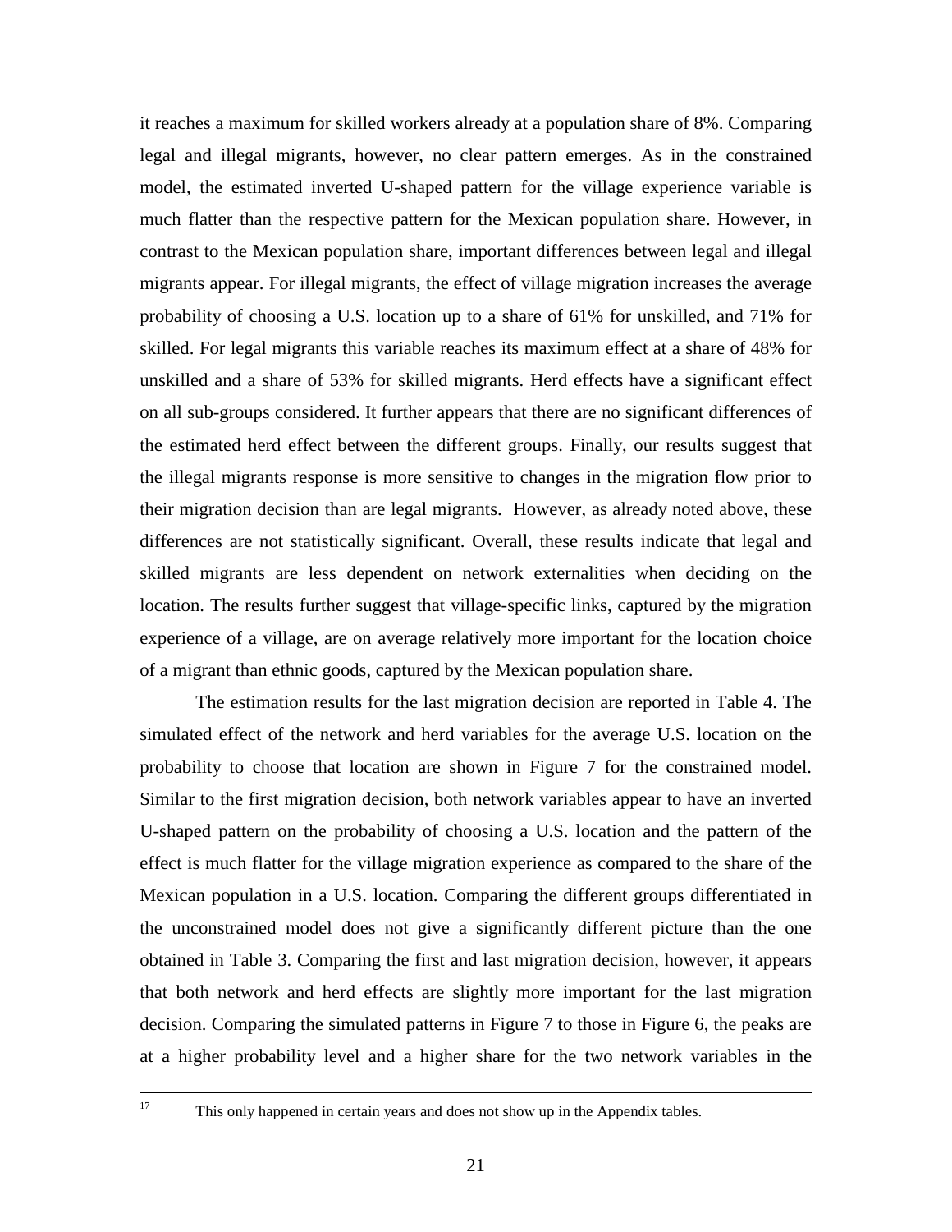it reaches a maximum for skilled workers already at a population share of 8%. Comparing legal and illegal migrants, however, no clear pattern emerges. As in the constrained model, the estimated inverted U-shaped pattern for the village experience variable is much flatter than the respective pattern for the Mexican population share. However, in contrast to the Mexican population share, important differences between legal and illegal migrants appear. For illegal migrants, the effect of village migration increases the average probability of choosing a U.S. location up to a share of 61% for unskilled, and 71% for skilled. For legal migrants this variable reaches its maximum effect at a share of 48% for unskilled and a share of 53% for skilled migrants. Herd effects have a significant effect on all sub-groups considered. It further appears that there are no significant differences of the estimated herd effect between the different groups. Finally, our results suggest that the illegal migrants response is more sensitive to changes in the migration flow prior to their migration decision than are legal migrants. However, as already noted above, these differences are not statistically significant. Overall, these results indicate that legal and skilled migrants are less dependent on network externalities when deciding on the location. The results further suggest that village-specific links, captured by the migration experience of a village, are on average relatively more important for the location choice of a migrant than ethnic goods, captured by the Mexican population share.

The estimation results for the last migration decision are reported in Table 4. The simulated effect of the network and herd variables for the average U.S. location on the probability to choose that location are shown in Figure 7 for the constrained model. Similar to the first migration decision, both network variables appear to have an inverted U-shaped pattern on the probability of choosing a U.S. location and the pattern of the effect is much flatter for the village migration experience as compared to the share of the Mexican population in a U.S. location. Comparing the different groups differentiated in the unconstrained model does not give a significantly different picture than the one obtained in Table 3. Comparing the first and last migration decision, however, it appears that both network and herd effects are slightly more important for the last migration decision. Comparing the simulated patterns in Figure 7 to those in Figure 6, the peaks are at a higher probability level and a higher share for the two network variables in the

---

[17] This only happened in certain years and does not show up in the Appendix tables.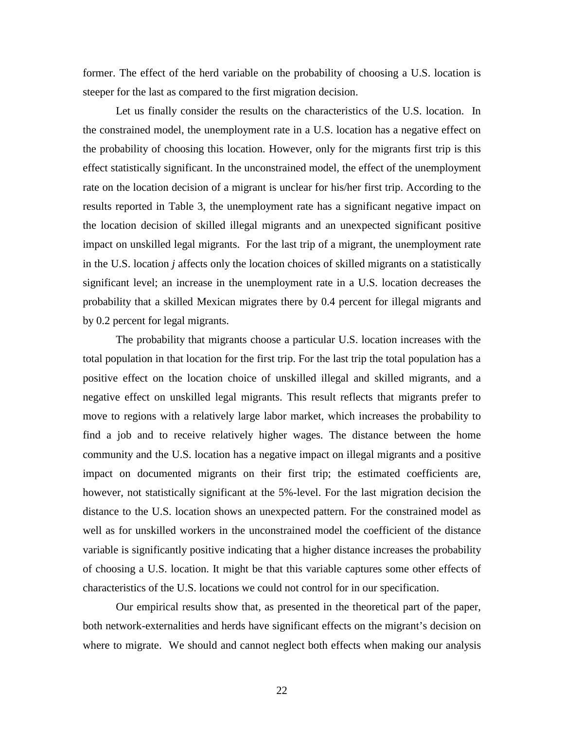former. The effect of the herd variable on the probability of choosing a U.S. location is steeper for the last as compared to the first migration decision.

Let us finally consider the results on the characteristics of the U.S. location. In the constrained model, the unemployment rate in a U.S. location has a negative effect on the probability of choosing this location. However, only for the migrants first trip is this effect statistically significant. In the unconstrained model, the effect of the unemployment rate on the location decision of a migrant is unclear for his/her first trip. According to the results reported in Table 3, the unemployment rate has a significant negative impact on the location decision of skilled illegal migrants and an unexpected significant positive impact on unskilled legal migrants. For the last trip of a migrant, the unemployment rate in the U.S. location *j* affects only the location choices of skilled migrants on a statistically significant level; an increase in the unemployment rate in a U.S. location decreases the probability that a skilled Mexican migrates there by 0.4 percent for illegal migrants and by 0.2 percent for legal migrants.

The probability that migrants choose a particular U.S. location increases with the total population in that location for the first trip. For the last trip the total population has a positive effect on the location choice of unskilled illegal and skilled migrants, and a negative effect on unskilled legal migrants. This result reflects that migrants prefer to move to regions with a relatively large labor market, which increases the probability to find a job and to receive relatively higher wages. The distance between the home community and the U.S. location has a negative impact on illegal migrants and a positive impact on documented migrants on their first trip; the estimated coefficients are, however, not statistically significant at the 5%-level. For the last migration decision the distance to the U.S. location shows an unexpected pattern. For the constrained model as well as for unskilled workers in the unconstrained model the coefficient of the distance variable is significantly positive indicating that a higher distance increases the probability of choosing a U.S. location. It might be that this variable captures some other effects of characteristics of the U.S. locations we could not control for in our specification.

Our empirical results show that, as presented in the theoretical part of the paper, both network-externalities and herds have significant effects on the migrant's decision on where to migrate. We should and cannot neglect both effects when making our analysis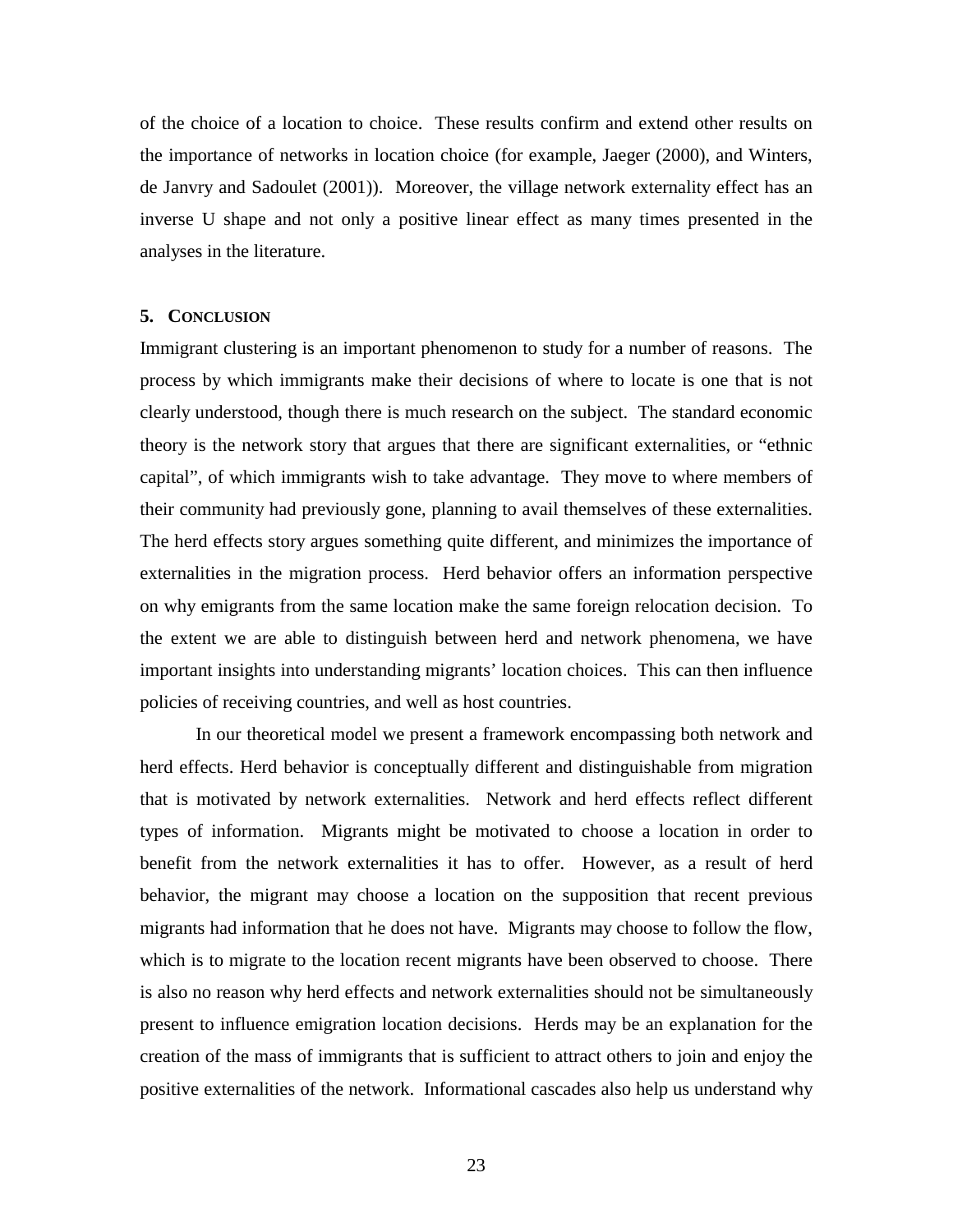of the choice of a location to choice. These results confirm and extend other results on the importance of networks in location choice (for example, Jaeger (2000), and Winters, de Janvry and Sadoulet (2001)). Moreover, the village network externality effect has an inverse U shape and not only a positive linear effect as many times presented in the analyses in the literature.

## 5. Conclusion

Immigrant clustering is an important phenomenon to study for a number of reasons. The process by which immigrants make their decisions of where to locate is one that is not clearly understood, though there is much research on the subject. The standard economic theory is the network story that argues that there are significant externalities, or "ethnic capital", of which immigrants wish to take advantage. They move to where members of their community had previously gone, planning to avail themselves of these externalities. The herd effects story argues something quite different, and minimizes the importance of externalities in the migration process. Herd behavior offers an information perspective on why emigrants from the same location make the same foreign relocation decision. To the extent we are able to distinguish between herd and network phenomena, we have important insights into understanding migrants' location choices. This can then influence policies of receiving countries, and well as host countries.

In our theoretical model we present a framework encompassing both network and herd effects. Herd behavior is conceptually different and distinguishable from migration that is motivated by network externalities. Network and herd effects reflect different types of information. Migrants might be motivated to choose a location in order to benefit from the network externalities it has to offer. However, as a result of herd behavior, the migrant may choose a location on the supposition that recent previous migrants had information that he does not have. Migrants may choose to follow the flow, which is to migrate to the location recent migrants have been observed to choose. There is also no reason why herd effects and network externalities should not be simultaneously present to influence emigration location decisions. Herds may be an explanation for the creation of the mass of immigrants that is sufficient to attract others to join and enjoy the positive externalities of the network. Informational cascades also help us understand why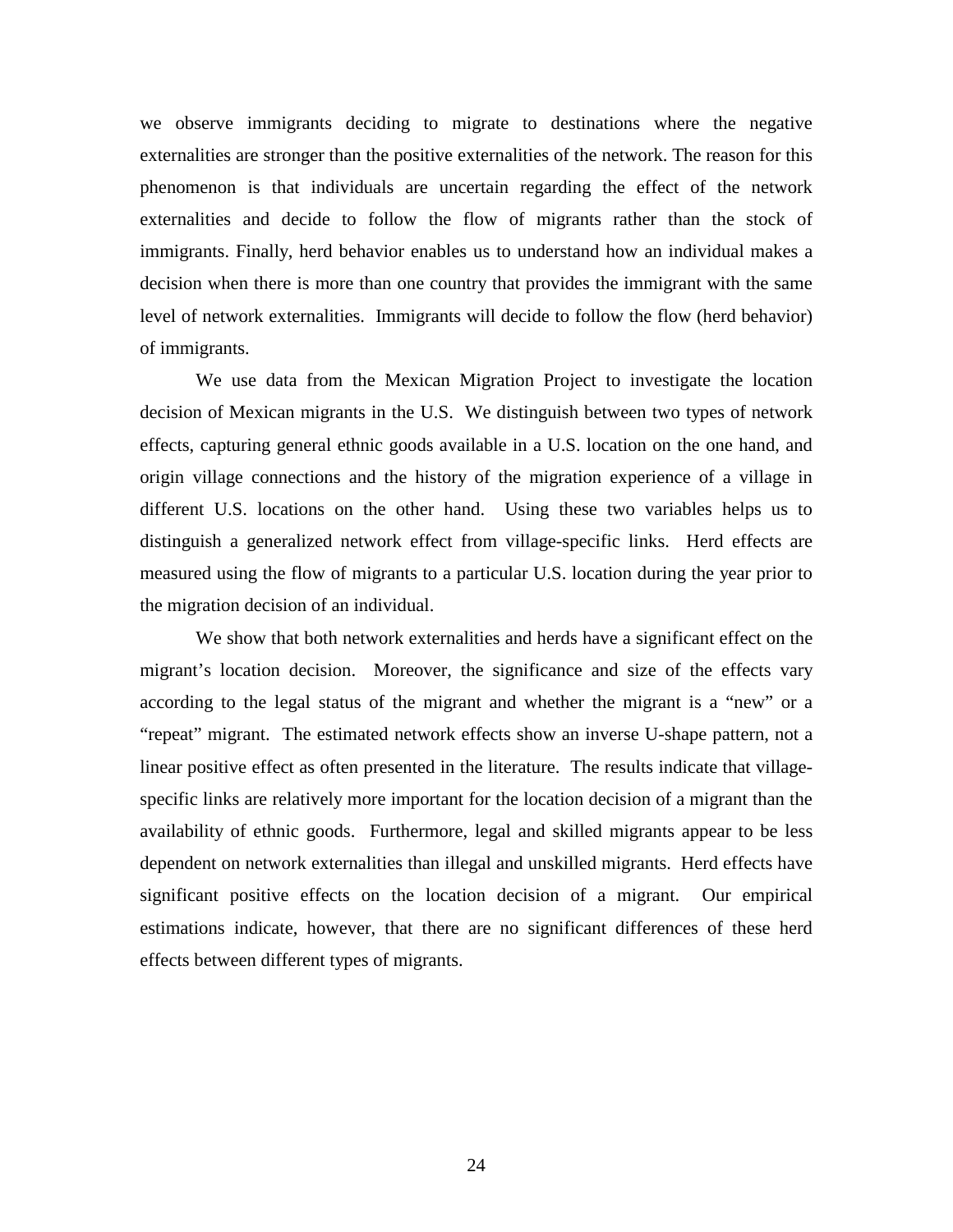we observe immigrants deciding to migrate to destinations where the negative externalities are stronger than the positive externalities of the network. The reason for this phenomenon is that individuals are uncertain regarding the effect of the network externalities and decide to follow the flow of migrants rather than the stock of immigrants. Finally, herd behavior enables us to understand how an individual makes a decision when there is more than one country that provides the immigrant with the same level of network externalities. Immigrants will decide to follow the flow (herd behavior) of immigrants.

We use data from the Mexican Migration Project to investigate the location decision of Mexican migrants in the U.S. We distinguish between two types of network effects, capturing general ethnic goods available in a U.S. location on the one hand, and origin village connections and the history of the migration experience of a village in different U.S. locations on the other hand. Using these two variables helps us to distinguish a generalized network effect from village-specific links. Herd effects are measured using the flow of migrants to a particular U.S. location during the year prior to the migration decision of an individual.

We show that both network externalities and herds have a significant effect on the migrant's location decision. Moreover, the significance and size of the effects vary according to the legal status of the migrant and whether the migrant is a "new" or a "repeat" migrant. The estimated network effects show an inverse U-shape pattern, not a linear positive effect as often presented in the literature. The results indicate that village-specific links are relatively more important for the location decision of a migrant than the availability of ethnic goods. Furthermore, legal and skilled migrants appear to be less dependent on network externalities than illegal and unskilled migrants. Herd effects have significant positive effects on the location decision of a migrant. Our empirical estimations indicate, however, that there are no significant differences of these herd effects between different types of migrants.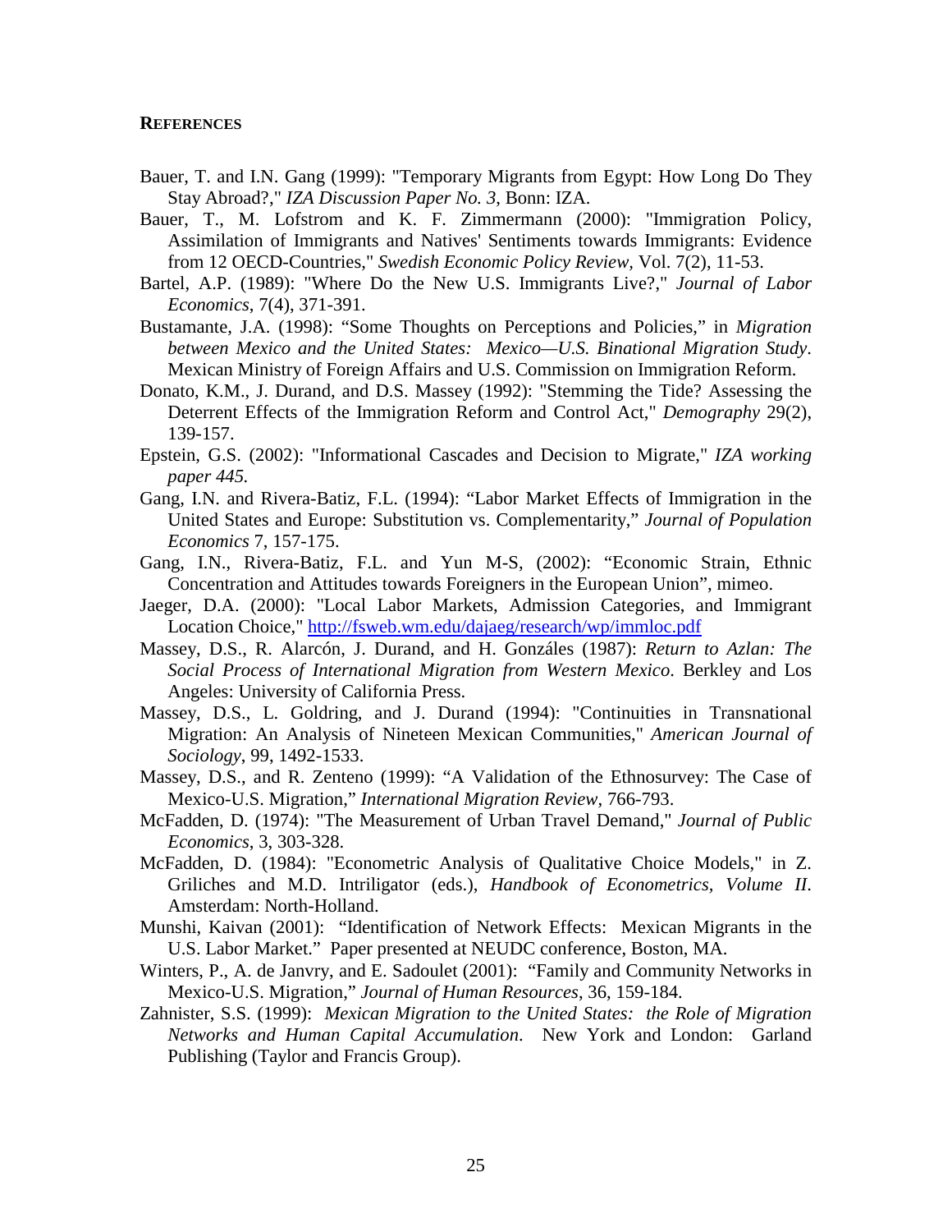**REFERENCES**

Bauer, T. and I.N. Gang (1999): "Temporary Migrants from Egypt: How Long Do They Stay Abroad?," *IZA Discussion Paper No. 3*, Bonn: IZA.

Bauer, T., M. Lofstrom and K. F. Zimmermann (2000): "Immigration Policy, Assimilation of Immigrants and Natives' Sentiments towards Immigrants: Evidence from 12 OECD-Countries," *Swedish Economic Policy Review*, Vol. 7(2), 11-53.

Bartel, A.P. (1989): "Where Do the New U.S. Immigrants Live?," *Journal of Labor Economics*, 7(4), 371-391.

Bustamante, J.A. (1998): "Some Thoughts on Perceptions and Policies," in *Migration between Mexico and the United States: Mexico—U.S. Binational Migration Study*. Mexican Ministry of Foreign Affairs and U.S. Commission on Immigration Reform.

Donato, K.M., J. Durand, and D.S. Massey (1992): "Stemming the Tide? Assessing the Deterrent Effects of the Immigration Reform and Control Act," *Demography* 29(2), 139-157.

Epstein, G.S. (2002): "Informational Cascades and Decision to Migrate," *IZA working paper 445.*

Gang, I.N. and Rivera-Batiz, F.L. (1994): "Labor Market Effects of Immigration in the United States and Europe: Substitution vs. Complementarity," *Journal of Population Economics* 7, 157-175.

Gang, I.N., Rivera-Batiz, F.L. and Yun M-S, (2002): "Economic Strain, Ethnic Concentration and Attitudes towards Foreigners in the European Union", mimeo.

Jaeger, D.A. (2000): "Local Labor Markets, Admission Categories, and Immigrant Location Choice," http://fsweb.wm.edu/dajaeg/research/wp/immloc.pdf

Massey, D.S., R. Alarcón, J. Durand, and H. Gonzáles (1987): *Return to Azlan: The Social Process of International Migration from Western Mexico*. Berkley and Los Angeles: University of California Press.

Massey, D.S., L. Goldring, and J. Durand (1994): "Continuities in Transnational Migration: An Analysis of Nineteen Mexican Communities," *American Journal of Sociology*, 99, 1492-1533.

Massey, D.S., and R. Zenteno (1999): "A Validation of the Ethnosurvey: The Case of Mexico-U.S. Migration," *International Migration Review*, 766-793.

McFadden, D. (1974): "The Measurement of Urban Travel Demand," *Journal of Public Economics*, 3, 303-328.

McFadden, D. (1984): "Econometric Analysis of Qualitative Choice Models," in Z. Griliches and M.D. Intriligator (eds.), *Handbook of Econometrics, Volume II*. Amsterdam: North-Holland.

Munshi, Kaivan (2001): "Identification of Network Effects: Mexican Migrants in the U.S. Labor Market." Paper presented at NEUDC conference, Boston, MA.

Winters, P., A. de Janvry, and E. Sadoulet (2001): "Family and Community Networks in Mexico-U.S. Migration," *Journal of Human Resources*, 36, 159-184.

Zahnister, S.S. (1999): *Mexican Migration to the United States: the Role of Migration Networks and Human Capital Accumulation.* New York and London: Garland Publishing (Taylor and Francis Group).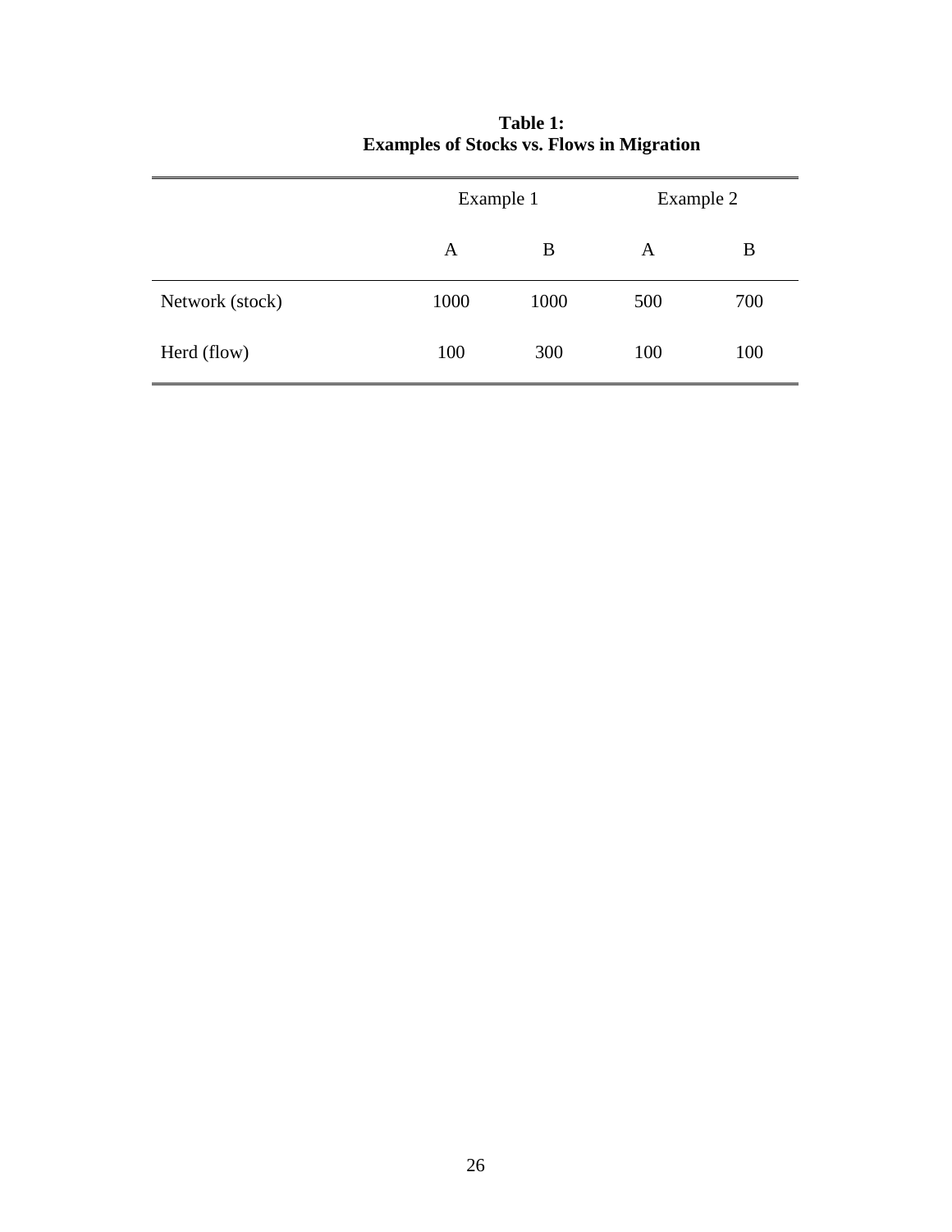**Table 1:**
**Examples of Stocks vs. Flows in Migration**

| | Example 1 | | Example 2 | |
|---|---|---|---|---|
| | A | B | A | B |
| Network (stock) | 1000 | 1000 | 500 | 700 |
| Herd (flow) | 100 | 300 | 100 | 100 |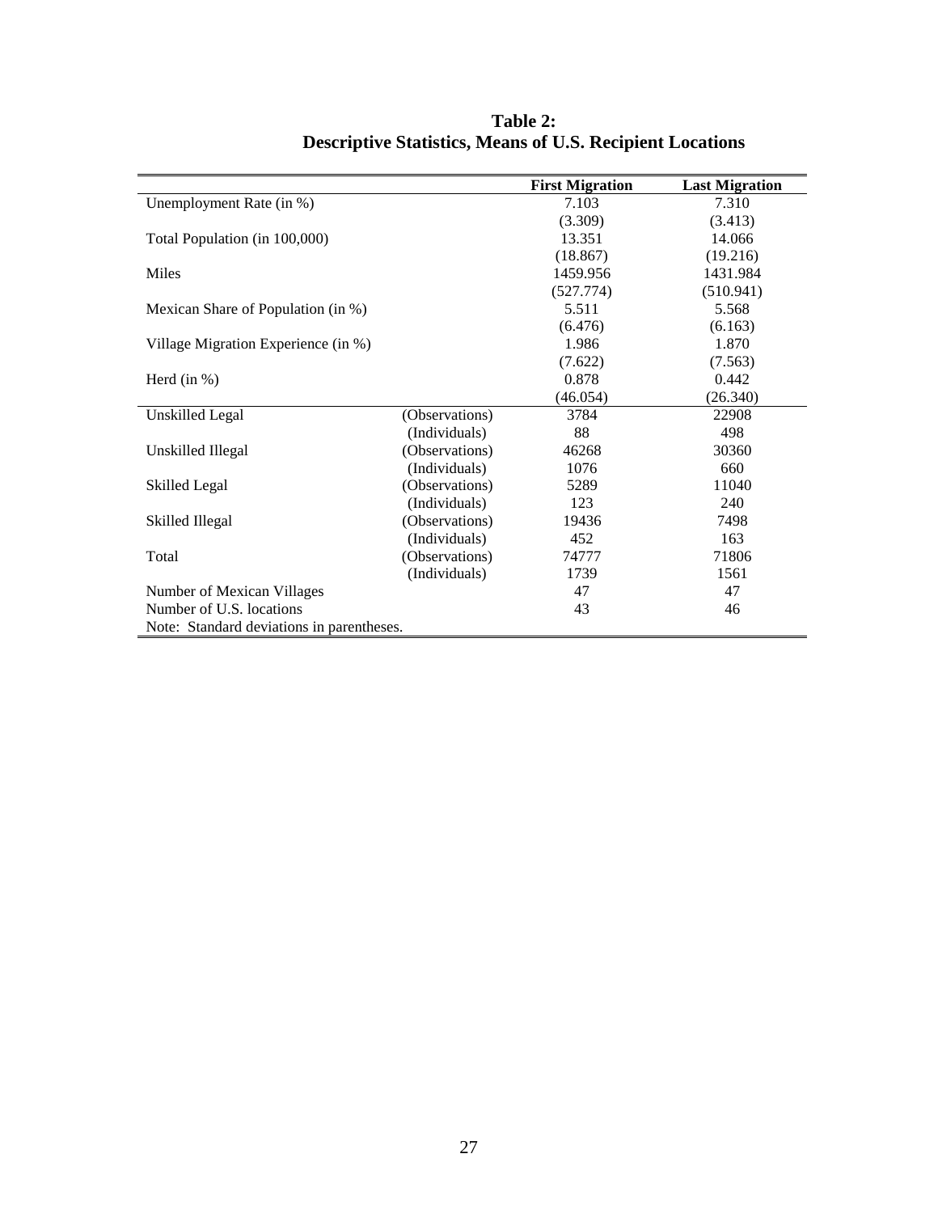**Table 2:**
**Descriptive Statistics, Means of U.S. Recipient Locations**

| | | **First Migration** | **Last Migration** |
|---|---|---|---|
| Unemployment Rate (in %) | | 7.103 | 7.310 |
| | | (3.309) | (3.413) |
| Total Population (in 100,000) | | 13.351 | 14.066 |
| | | (18.867) | (19.216) |
| Miles | | 1459.956 | 1431.984 |
| | | (527.774) | (510.941) |
| Mexican Share of Population (in %) | | 5.511 | 5.568 |
| | | (6.476) | (6.163) |
| Village Migration Experience (in %) | | 1.986 | 1.870 |
| | | (7.622) | (7.563) |
| Herd (in %) | | 0.878 | 0.442 |
| | | (46.054) | (26.340) |
| Unskilled Legal | (Observations) | 3784 | 22908 |
| | (Individuals) | 88 | 498 |
| Unskilled Illegal | (Observations) | 46268 | 30360 |
| | (Individuals) | 1076 | 660 |
| Skilled Legal | (Observations) | 5289 | 11040 |
| | (Individuals) | 123 | 240 |
| Skilled Illegal | (Observations) | 19436 | 7498 |
| | (Individuals) | 452 | 163 |
| Total | (Observations) | 74777 | 71806 |
| | (Individuals) | 1739 | 1561 |
| Number of Mexican Villages | | 47 | 47 |
| Number of U.S. locations | | 43 | 46 |

Note: Standard deviations in parentheses.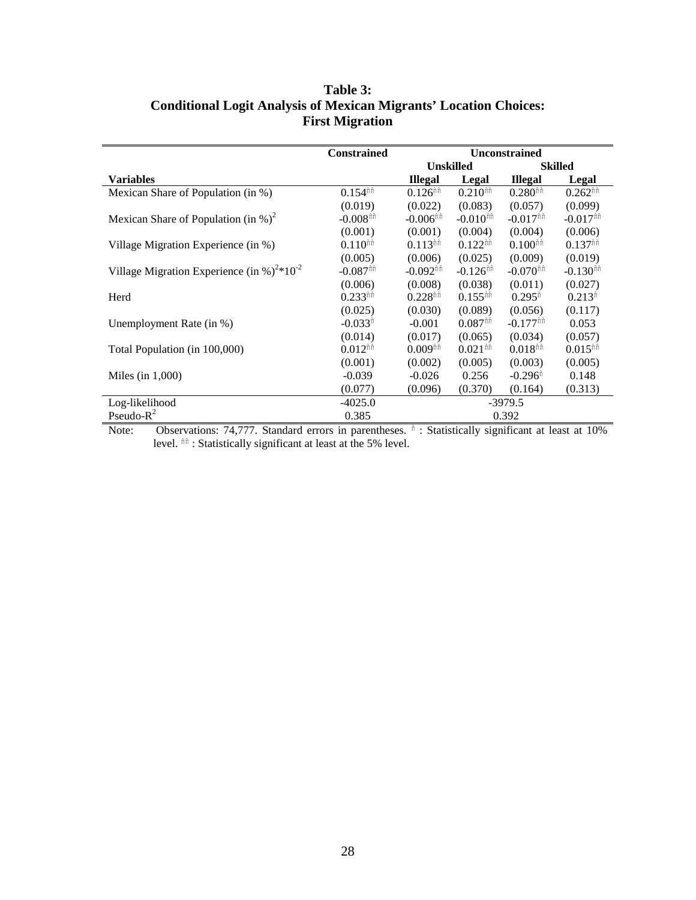**Table 3:**
**Conditional Logit Analysis of Mexican Migrants' Location Choices:**
**First Migration**

| | Constrained | Unconstrained | | | |
|---|---|---|---|---|---|
| | | Unskilled | | Skilled | |
| **Variables** | | **Illegal** | **Legal** | **Illegal** | **Legal** |
| Mexican Share of Population (in %) | 0.154** | 0.126** | 0.210** | 0.280** | 0.262** |
| | (0.019) | (0.022) | (0.083) | (0.057) | (0.099) |
| Mexican Share of Population (in %)$^2$ | -0.008** | -0.006** | -0.010** | -0.017** | -0.017** |
| | (0.001) | (0.001) | (0.004) | (0.004) | (0.006) |
| Village Migration Experience (in %) | 0.110** | 0.113** | 0.122** | 0.100** | 0.137** |
| | (0.005) | (0.006) | (0.025) | (0.009) | (0.019) |
| Village Migration Experience (in %)$^2$*10$^{-2}$ | -0.087** | -0.092** | -0.126** | -0.070** | -0.130** |
| | (0.006) | (0.008) | (0.038) | (0.011) | (0.027) |
| Herd | 0.233** | 0.228** | 0.155** | 0.295* | 0.213* |
| | (0.025) | (0.030) | (0.089) | (0.056) | (0.117) |
| Unemployment Rate (in %) | -0.033* | -0.001 | 0.087** | -0.177** | 0.053 |
| | (0.014) | (0.017) | (0.065) | (0.034) | (0.057) |
| Total Population (in 100,000) | 0.012** | 0.009** | 0.021** | 0.018** | 0.015** |
| | (0.001) | (0.002) | (0.005) | (0.003) | (0.005) |
| Miles (in 1,000) | -0.039 | -0.026 | 0.256 | -0.296* | 0.148 |
| | (0.077) | (0.096) | (0.370) | (0.164) | (0.313) |
| Log-likelihood | -4025.0 | -3979.5 | | | |
| Pseudo-R$^2$ | 0.385 | 0.392 | | | |

Note: Observations: 74,777. Standard errors in parentheses. * : Statistically significant at least at 10% level. ** : Statistically significant at least at the 5% level.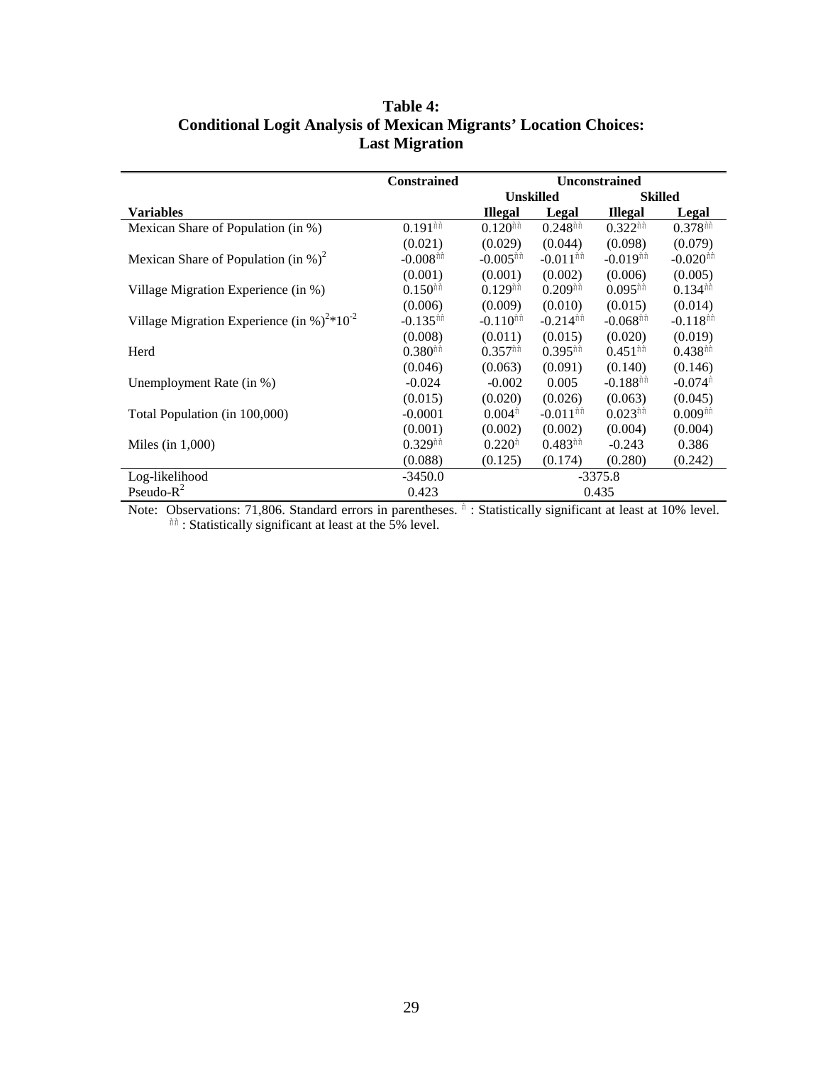## Table 4:
## Conditional Logit Analysis of Mexican Migrants' Location Choices: Last Migration

| | Constrained | Unconstrained | | | |
|---|---|---|---|---|---|
| | | Unskilled | | Skilled | |
| **Variables** | | **Illegal** | **Legal** | **Illegal** | **Legal** |
| Mexican Share of Population (in %) | 0.191** | 0.120** | 0.248** | 0.322** | 0.378** |
| | (0.021) | (0.029) | (0.044) | (0.098) | (0.079) |
| Mexican Share of Population (in %)$^2$ | -0.008** | -0.005** | -0.011** | -0.019** | -0.020** |
| | (0.001) | (0.001) | (0.002) | (0.006) | (0.005) |
| Village Migration Experience (in %) | 0.150** | 0.129** | 0.209** | 0.095** | 0.134** |
| | (0.006) | (0.009) | (0.010) | (0.015) | (0.014) |
| Village Migration Experience (in %)$^2$*10$^{-2}$ | -0.135** | -0.110** | -0.214** | -0.068** | -0.118** |
| | (0.008) | (0.011) | (0.015) | (0.020) | (0.019) |
| Herd | 0.380** | 0.357** | 0.395** | 0.451** | 0.438** |
| | (0.046) | (0.063) | (0.091) | (0.140) | (0.146) |
| Unemployment Rate (in %) | -0.024 | -0.002 | 0.005 | -0.188** | -0.074* |
| | (0.015) | (0.020) | (0.026) | (0.063) | (0.045) |
| Total Population (in 100,000) | -0.0001 | 0.004* | -0.011** | 0.023** | 0.009** |
| | (0.001) | (0.002) | (0.002) | (0.004) | (0.004) |
| Miles (in 1,000) | 0.329** | 0.220* | 0.483** | -0.243 | 0.386 |
| | (0.088) | (0.125) | (0.174) | (0.280) | (0.242) |
| Log-likelihood | -3450.0 | -3375.8 | | | |
| Pseudo-$R^2$ | 0.423 | 0.435 | | | |

Note: Observations: 71,806. Standard errors in parentheses. * : Statistically significant at least at 10% level. ** : Statistically significant at least at the 5% level.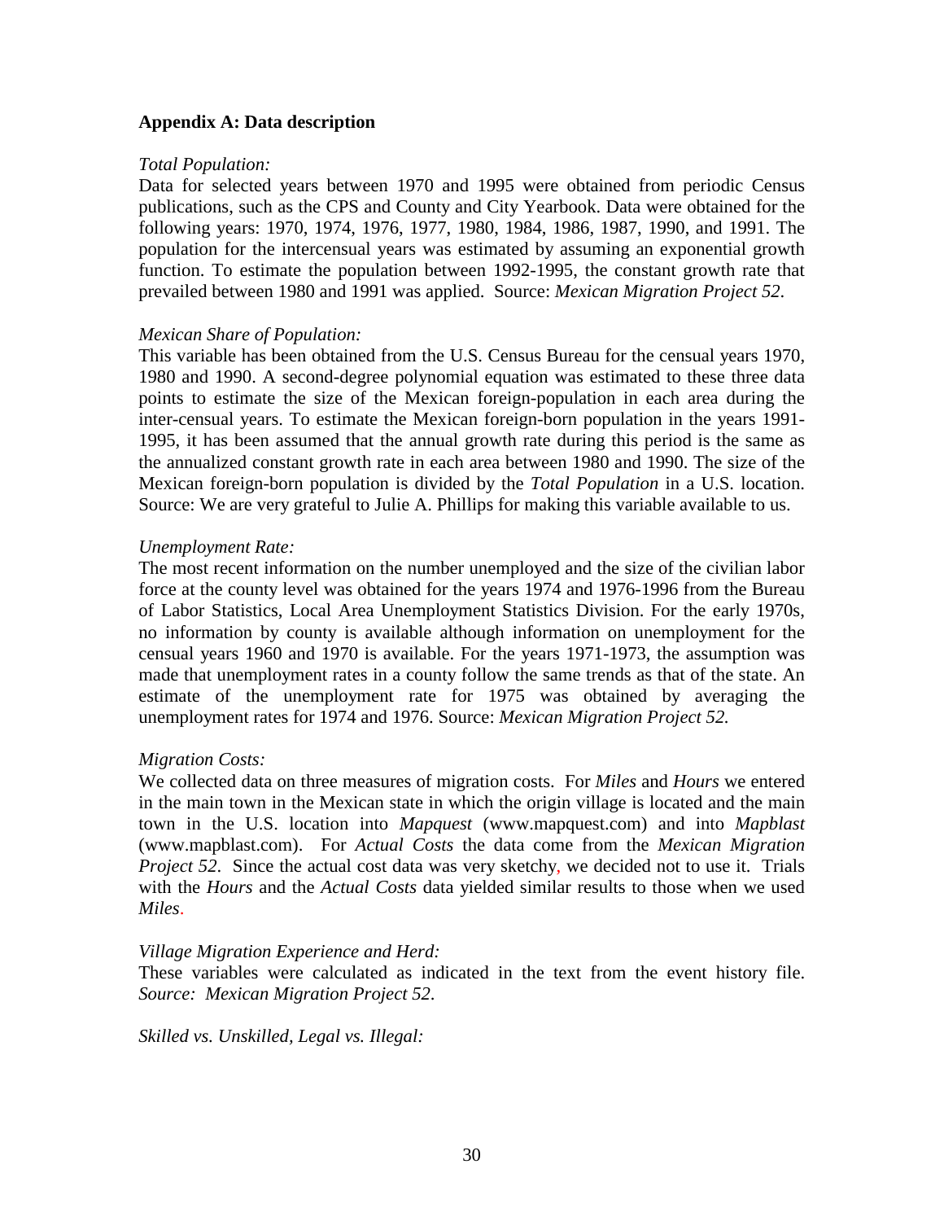## Appendix A: Data description

*Total Population:*
Data for selected years between 1970 and 1995 were obtained from periodic Census publications, such as the CPS and County and City Yearbook. Data were obtained for the following years: 1970, 1974, 1976, 1977, 1980, 1984, 1986, 1987, 1990, and 1991. The population for the intercensual years was estimated by assuming an exponential growth function. To estimate the population between 1992-1995, the constant growth rate that prevailed between 1980 and 1991 was applied. Source: *Mexican Migration Project 52*.

*Mexican Share of Population:*
This variable has been obtained from the U.S. Census Bureau for the censual years 1970, 1980 and 1990. A second-degree polynomial equation was estimated to these three data points to estimate the size of the Mexican foreign-population in each area during the inter-censual years. To estimate the Mexican foreign-born population in the years 1991-1995, it has been assumed that the annual growth rate during this period is the same as the annualized constant growth rate in each area between 1980 and 1990. The size of the Mexican foreign-born population is divided by the *Total Population* in a U.S. location. Source: We are very grateful to Julie A. Phillips for making this variable available to us.

*Unemployment Rate:*
The most recent information on the number unemployed and the size of the civilian labor force at the county level was obtained for the years 1974 and 1976-1996 from the Bureau of Labor Statistics, Local Area Unemployment Statistics Division. For the early 1970s, no information by county is available although information on unemployment for the censual years 1960 and 1970 is available. For the years 1971-1973, the assumption was made that unemployment rates in a county follow the same trends as that of the state. An estimate of the unemployment rate for 1975 was obtained by averaging the unemployment rates for 1974 and 1976. Source: *Mexican Migration Project 52.*

*Migration Costs:*
We collected data on three measures of migration costs. For *Miles* and *Hours* we entered in the main town in the Mexican state in which the origin village is located and the main town in the U.S. location into *Mapquest* (www.mapquest.com) and into *Mapblast* (www.mapblast.com). For *Actual Costs* the data come from the *Mexican Migration Project 52*. Since the actual cost data was very sketchy, we decided not to use it. Trials with the *Hours* and the *Actual Costs* data yielded similar results to those when we used *Miles*.

*Village Migration Experience and Herd:*
These variables were calculated as indicated in the text from the event history file. *Source: Mexican Migration Project 52*.

*Skilled vs. Unskilled, Legal vs. Illegal:*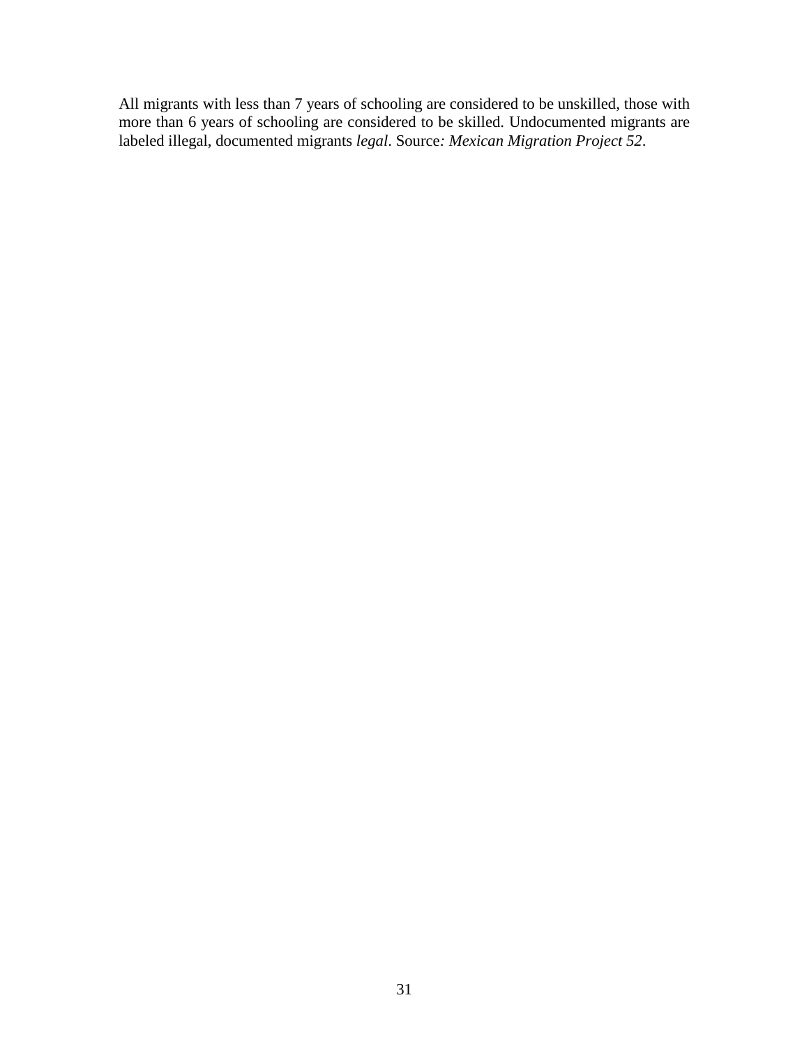All migrants with less than 7 years of schooling are considered to be unskilled, those with more than 6 years of schooling are considered to be skilled. Undocumented migrants are labeled illegal, documented migrants *legal*. Source*: Mexican Migration Project 52*.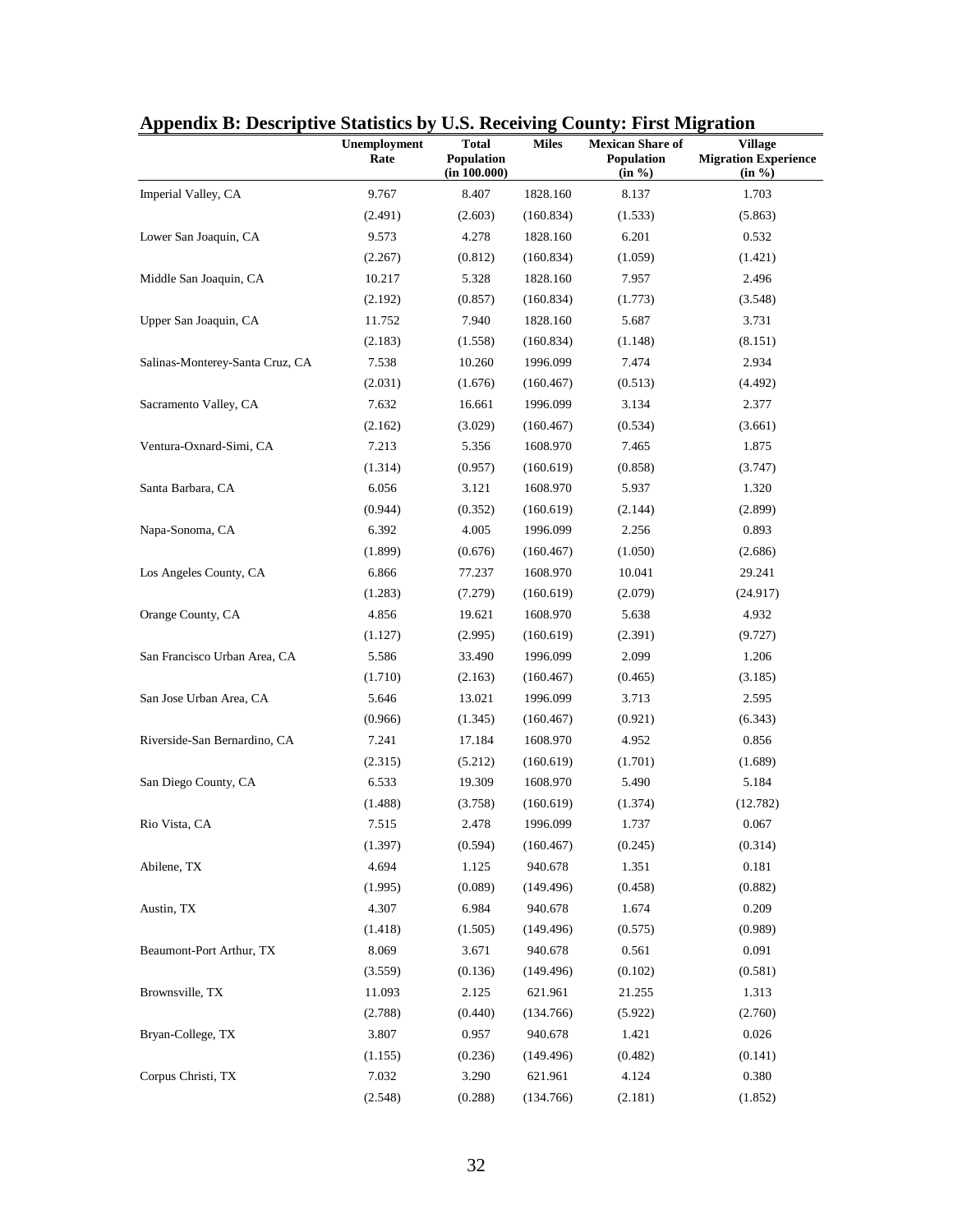## Appendix B: Descriptive Statistics by U.S. Receiving County: First Migration

| | Unemployment Rate | Total Population (in 100.000) | Miles | Mexican Share of Population (in %) | Village Migration Experience (in %) |
|---|---|---|---|---|---|
| Imperial Valley, CA | 9.767 | 8.407 | 1828.160 | 8.137 | 1.703 |
| | (2.491) | (2.603) | (160.834) | (1.533) | (5.863) |
| Lower San Joaquin, CA | 9.573 | 4.278 | 1828.160 | 6.201 | 0.532 |
| | (2.267) | (0.812) | (160.834) | (1.059) | (1.421) |
| Middle San Joaquin, CA | 10.217 | 5.328 | 1828.160 | 7.957 | 2.496 |
| | (2.192) | (0.857) | (160.834) | (1.773) | (3.548) |
| Upper San Joaquin, CA | 11.752 | 7.940 | 1828.160 | 5.687 | 3.731 |
| | (2.183) | (1.558) | (160.834) | (1.148) | (8.151) |
| Salinas-Monterey-Santa Cruz, CA | 7.538 | 10.260 | 1996.099 | 7.474 | 2.934 |
| | (2.031) | (1.676) | (160.467) | (0.513) | (4.492) |
| Sacramento Valley, CA | 7.632 | 16.661 | 1996.099 | 3.134 | 2.377 |
| | (2.162) | (3.029) | (160.467) | (0.534) | (3.661) |
| Ventura-Oxnard-Simi, CA | 7.213 | 5.356 | 1608.970 | 7.465 | 1.875 |
| | (1.314) | (0.957) | (160.619) | (0.858) | (3.747) |
| Santa Barbara, CA | 6.056 | 3.121 | 1608.970 | 5.937 | 1.320 |
| | (0.944) | (0.352) | (160.619) | (2.144) | (2.899) |
| Napa-Sonoma, CA | 6.392 | 4.005 | 1996.099 | 2.256 | 0.893 |
| | (1.899) | (0.676) | (160.467) | (1.050) | (2.686) |
| Los Angeles County, CA | 6.866 | 77.237 | 1608.970 | 10.041 | 29.241 |
| | (1.283) | (7.279) | (160.619) | (2.079) | (24.917) |
| Orange County, CA | 4.856 | 19.621 | 1608.970 | 5.638 | 4.932 |
| | (1.127) | (2.995) | (160.619) | (2.391) | (9.727) |
| San Francisco Urban Area, CA | 5.586 | 33.490 | 1996.099 | 2.099 | 1.206 |
| | (1.710) | (2.163) | (160.467) | (0.465) | (3.185) |
| San Jose Urban Area, CA | 5.646 | 13.021 | 1996.099 | 3.713 | 2.595 |
| | (0.966) | (1.345) | (160.467) | (0.921) | (6.343) |
| Riverside-San Bernardino, CA | 7.241 | 17.184 | 1608.970 | 4.952 | 0.856 |
| | (2.315) | (5.212) | (160.619) | (1.701) | (1.689) |
| San Diego County, CA | 6.533 | 19.309 | 1608.970 | 5.490 | 5.184 |
| | (1.488) | (3.758) | (160.619) | (1.374) | (12.782) |
| Rio Vista, CA | 7.515 | 2.478 | 1996.099 | 1.737 | 0.067 |
| | (1.397) | (0.594) | (160.467) | (0.245) | (0.314) |
| Abilene, TX | 4.694 | 1.125 | 940.678 | 1.351 | 0.181 |
| | (1.995) | (0.089) | (149.496) | (0.458) | (0.882) |
| Austin, TX | 4.307 | 6.984 | 940.678 | 1.674 | 0.209 |
| | (1.418) | (1.505) | (149.496) | (0.575) | (0.989) |
| Beaumont-Port Arthur, TX | 8.069 | 3.671 | 940.678 | 0.561 | 0.091 |
| | (3.559) | (0.136) | (149.496) | (0.102) | (0.581) |
| Brownsville, TX | 11.093 | 2.125 | 621.961 | 21.255 | 1.313 |
| | (2.788) | (0.440) | (134.766) | (5.922) | (2.760) |
| Bryan-College, TX | 3.807 | 0.957 | 940.678 | 1.421 | 0.026 |
| | (1.155) | (0.236) | (149.496) | (0.482) | (0.141) |
| Corpus Christi, TX | 7.032 | 3.290 | 621.961 | 4.124 | 0.380 |
| | (2.548) | (0.288) | (134.766) | (2.181) | (1.852) |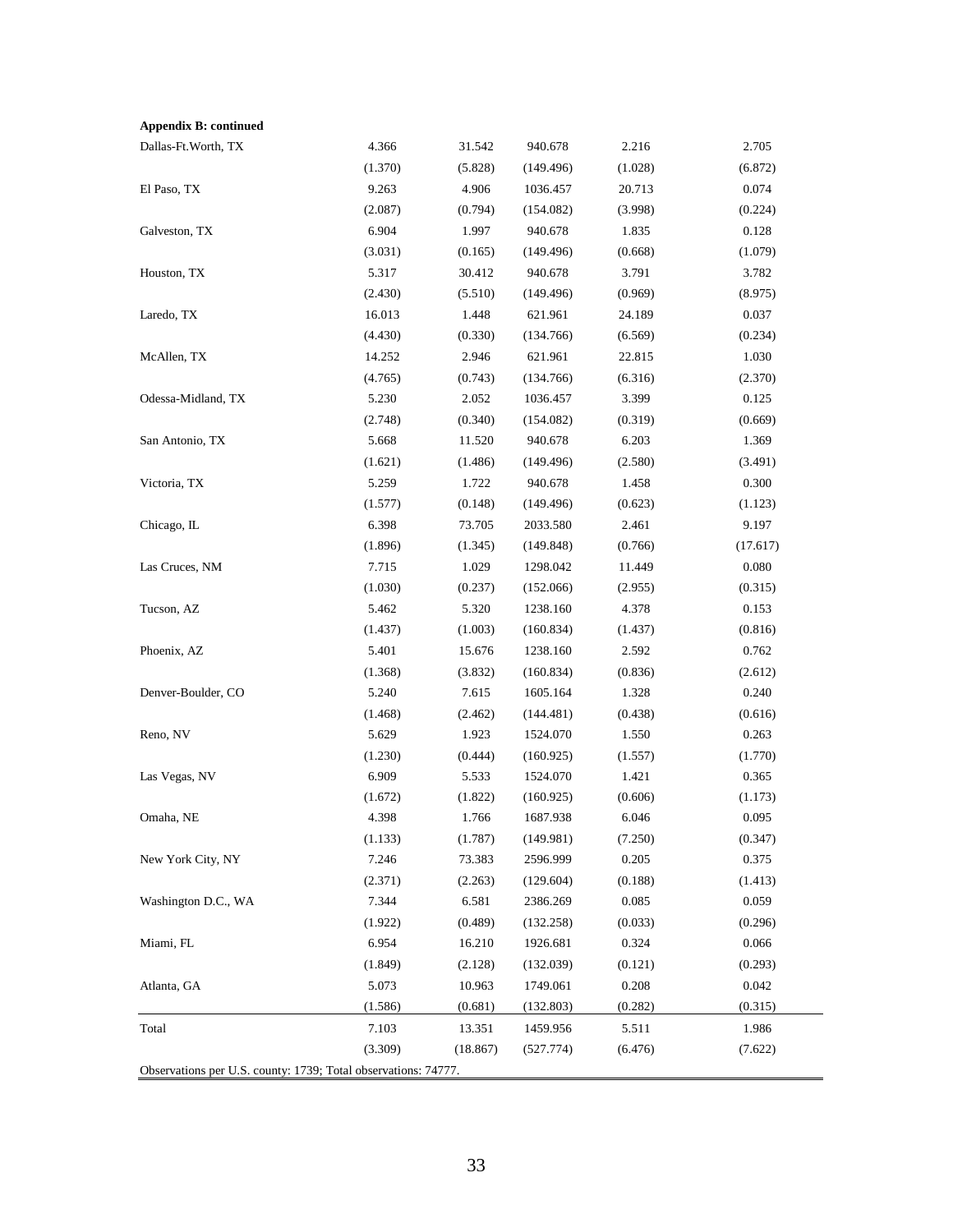**Appendix B: continued**

| | | | | | |
|---|---|---|---|---|---|
| Dallas-Ft.Worth, TX | 4.366 | 31.542 | 940.678 | 2.216 | 2.705 |
| | (1.370) | (5.828) | (149.496) | (1.028) | (6.872) |
| El Paso, TX | 9.263 | 4.906 | 1036.457 | 20.713 | 0.074 |
| | (2.087) | (0.794) | (154.082) | (3.998) | (0.224) |
| Galveston, TX | 6.904 | 1.997 | 940.678 | 1.835 | 0.128 |
| | (3.031) | (0.165) | (149.496) | (0.668) | (1.079) |
| Houston, TX | 5.317 | 30.412 | 940.678 | 3.791 | 3.782 |
| | (2.430) | (5.510) | (149.496) | (0.969) | (8.975) |
| Laredo, TX | 16.013 | 1.448 | 621.961 | 24.189 | 0.037 |
| | (4.430) | (0.330) | (134.766) | (6.569) | (0.234) |
| McAllen, TX | 14.252 | 2.946 | 621.961 | 22.815 | 1.030 |
| | (4.765) | (0.743) | (134.766) | (6.316) | (2.370) |
| Odessa-Midland, TX | 5.230 | 2.052 | 1036.457 | 3.399 | 0.125 |
| | (2.748) | (0.340) | (154.082) | (0.319) | (0.669) |
| San Antonio, TX | 5.668 | 11.520 | 940.678 | 6.203 | 1.369 |
| | (1.621) | (1.486) | (149.496) | (2.580) | (3.491) |
| Victoria, TX | 5.259 | 1.722 | 940.678 | 1.458 | 0.300 |
| | (1.577) | (0.148) | (149.496) | (0.623) | (1.123) |
| Chicago, IL | 6.398 | 73.705 | 2033.580 | 2.461 | 9.197 |
| | (1.896) | (1.345) | (149.848) | (0.766) | (17.617) |
| Las Cruces, NM | 7.715 | 1.029 | 1298.042 | 11.449 | 0.080 |
| | (1.030) | (0.237) | (152.066) | (2.955) | (0.315) |
| Tucson, AZ | 5.462 | 5.320 | 1238.160 | 4.378 | 0.153 |
| | (1.437) | (1.003) | (160.834) | (1.437) | (0.816) |
| Phoenix, AZ | 5.401 | 15.676 | 1238.160 | 2.592 | 0.762 |
| | (1.368) | (3.832) | (160.834) | (0.836) | (2.612) |
| Denver-Boulder, CO | 5.240 | 7.615 | 1605.164 | 1.328 | 0.240 |
| | (1.468) | (2.462) | (144.481) | (0.438) | (0.616) |
| Reno, NV | 5.629 | 1.923 | 1524.070 | 1.550 | 0.263 |
| | (1.230) | (0.444) | (160.925) | (1.557) | (1.770) |
| Las Vegas, NV | 6.909 | 5.533 | 1524.070 | 1.421 | 0.365 |
| | (1.672) | (1.822) | (160.925) | (0.606) | (1.173) |
| Omaha, NE | 4.398 | 1.766 | 1687.938 | 6.046 | 0.095 |
| | (1.133) | (1.787) | (149.981) | (7.250) | (0.347) |
| New York City, NY | 7.246 | 73.383 | 2596.999 | 0.205 | 0.375 |
| | (2.371) | (2.263) | (129.604) | (0.188) | (1.413) |
| Washington D.C., WA | 7.344 | 6.581 | 2386.269 | 0.085 | 0.059 |
| | (1.922) | (0.489) | (132.258) | (0.033) | (0.296) |
| Miami, FL | 6.954 | 16.210 | 1926.681 | 0.324 | 0.066 |
| | (1.849) | (2.128) | (132.039) | (0.121) | (0.293) |
| Atlanta, GA | 5.073 | 10.963 | 1749.061 | 0.208 | 0.042 |
| | (1.586) | (0.681) | (132.803) | (0.282) | (0.315) |
| Total | 7.103 | 13.351 | 1459.956 | 5.511 | 1.986 |
| | (3.309) | (18.867) | (527.774) | (6.476) | (7.622) |

Observations per U.S. county: 1739; Total observations: 74777.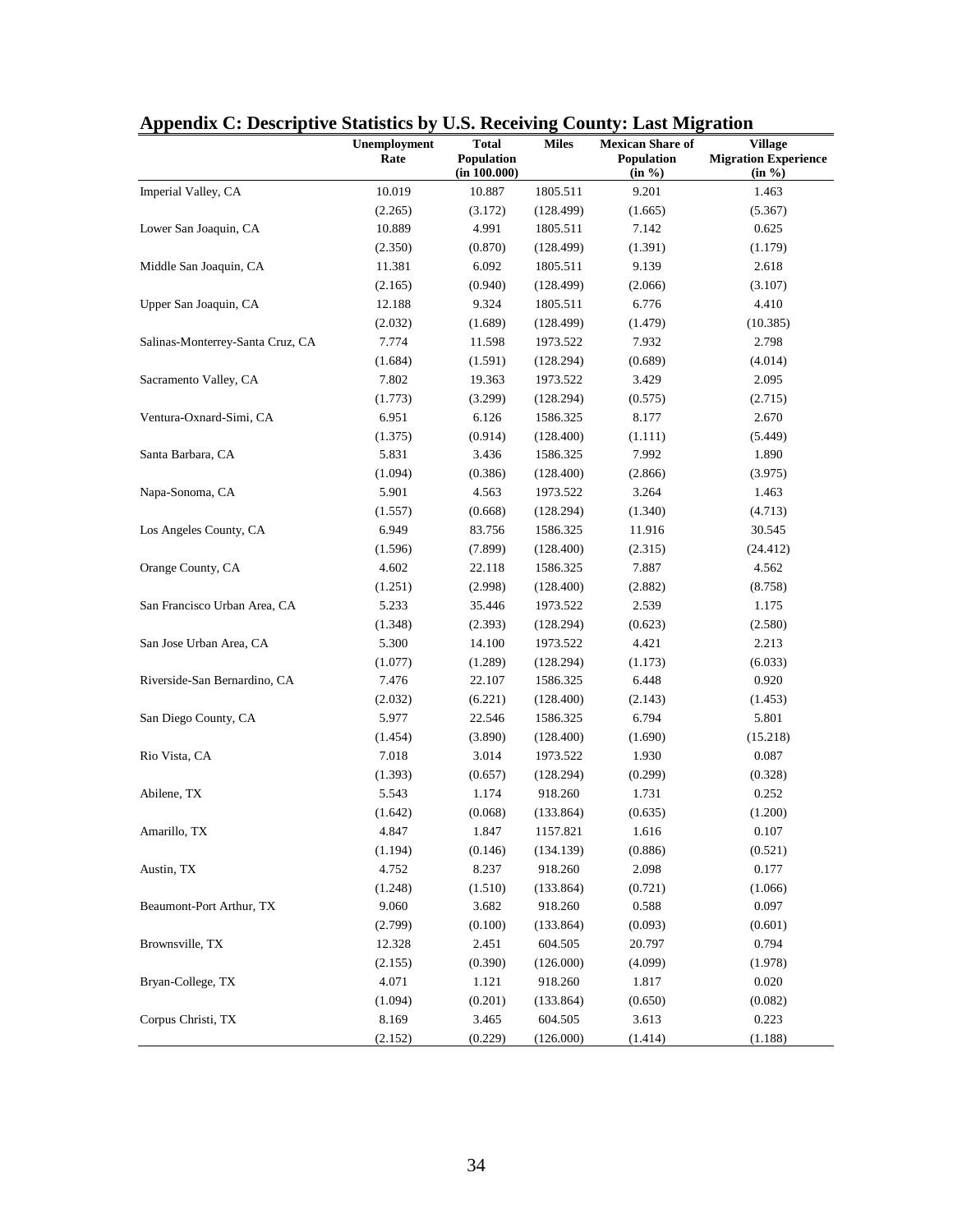## Appendix C: Descriptive Statistics by U.S. Receiving County: Last Migration

| | Unemployment Rate | Total Population (in 100.000) | Miles | Mexican Share of Population (in %) | Village Migration Experience (in %) |
|---|---|---|---|---|---|
| Imperial Valley, CA | 10.019 | 10.887 | 1805.511 | 9.201 | 1.463 |
| | (2.265) | (3.172) | (128.499) | (1.665) | (5.367) |
| Lower San Joaquin, CA | 10.889 | 4.991 | 1805.511 | 7.142 | 0.625 |
| | (2.350) | (0.870) | (128.499) | (1.391) | (1.179) |
| Middle San Joaquin, CA | 11.381 | 6.092 | 1805.511 | 9.139 | 2.618 |
| | (2.165) | (0.940) | (128.499) | (2.066) | (3.107) |
| Upper San Joaquin, CA | 12.188 | 9.324 | 1805.511 | 6.776 | 4.410 |
| | (2.032) | (1.689) | (128.499) | (1.479) | (10.385) |
| Salinas-Monterrey-Santa Cruz, CA | 7.774 | 11.598 | 1973.522 | 7.932 | 2.798 |
| | (1.684) | (1.591) | (128.294) | (0.689) | (4.014) |
| Sacramento Valley, CA | 7.802 | 19.363 | 1973.522 | 3.429 | 2.095 |
| | (1.773) | (3.299) | (128.294) | (0.575) | (2.715) |
| Ventura-Oxnard-Simi, CA | 6.951 | 6.126 | 1586.325 | 8.177 | 2.670 |
| | (1.375) | (0.914) | (128.400) | (1.111) | (5.449) |
| Santa Barbara, CA | 5.831 | 3.436 | 1586.325 | 7.992 | 1.890 |
| | (1.094) | (0.386) | (128.400) | (2.866) | (3.975) |
| Napa-Sonoma, CA | 5.901 | 4.563 | 1973.522 | 3.264 | 1.463 |
| | (1.557) | (0.668) | (128.294) | (1.340) | (4.713) |
| Los Angeles County, CA | 6.949 | 83.756 | 1586.325 | 11.916 | 30.545 |
| | (1.596) | (7.899) | (128.400) | (2.315) | (24.412) |
| Orange County, CA | 4.602 | 22.118 | 1586.325 | 7.887 | 4.562 |
| | (1.251) | (2.998) | (128.400) | (2.882) | (8.758) |
| San Francisco Urban Area, CA | 5.233 | 35.446 | 1973.522 | 2.539 | 1.175 |
| | (1.348) | (2.393) | (128.294) | (0.623) | (2.580) |
| San Jose Urban Area, CA | 5.300 | 14.100 | 1973.522 | 4.421 | 2.213 |
| | (1.077) | (1.289) | (128.294) | (1.173) | (6.033) |
| Riverside-San Bernardino, CA | 7.476 | 22.107 | 1586.325 | 6.448 | 0.920 |
| | (2.032) | (6.221) | (128.400) | (2.143) | (1.453) |
| San Diego County, CA | 5.977 | 22.546 | 1586.325 | 6.794 | 5.801 |
| | (1.454) | (3.890) | (128.400) | (1.690) | (15.218) |
| Rio Vista, CA | 7.018 | 3.014 | 1973.522 | 1.930 | 0.087 |
| | (1.393) | (0.657) | (128.294) | (0.299) | (0.328) |
| Abilene, TX | 5.543 | 1.174 | 918.260 | 1.731 | 0.252 |
| | (1.642) | (0.068) | (133.864) | (0.635) | (1.200) |
| Amarillo, TX | 4.847 | 1.847 | 1157.821 | 1.616 | 0.107 |
| | (1.194) | (0.146) | (134.139) | (0.886) | (0.521) |
| Austin, TX | 4.752 | 8.237 | 918.260 | 2.098 | 0.177 |
| | (1.248) | (1.510) | (133.864) | (0.721) | (1.066) |
| Beaumont-Port Arthur, TX | 9.060 | 3.682 | 918.260 | 0.588 | 0.097 |
| | (2.799) | (0.100) | (133.864) | (0.093) | (0.601) |
| Brownsville, TX | 12.328 | 2.451 | 604.505 | 20.797 | 0.794 |
| | (2.155) | (0.390) | (126.000) | (4.099) | (1.978) |
| Bryan-College, TX | 4.071 | 1.121 | 918.260 | 1.817 | 0.020 |
| | (1.094) | (0.201) | (133.864) | (0.650) | (0.082) |
| Corpus Christi, TX | 8.169 | 3.465 | 604.505 | 3.613 | 0.223 |
| | (2.152) | (0.229) | (126.000) | (1.414) | (1.188) |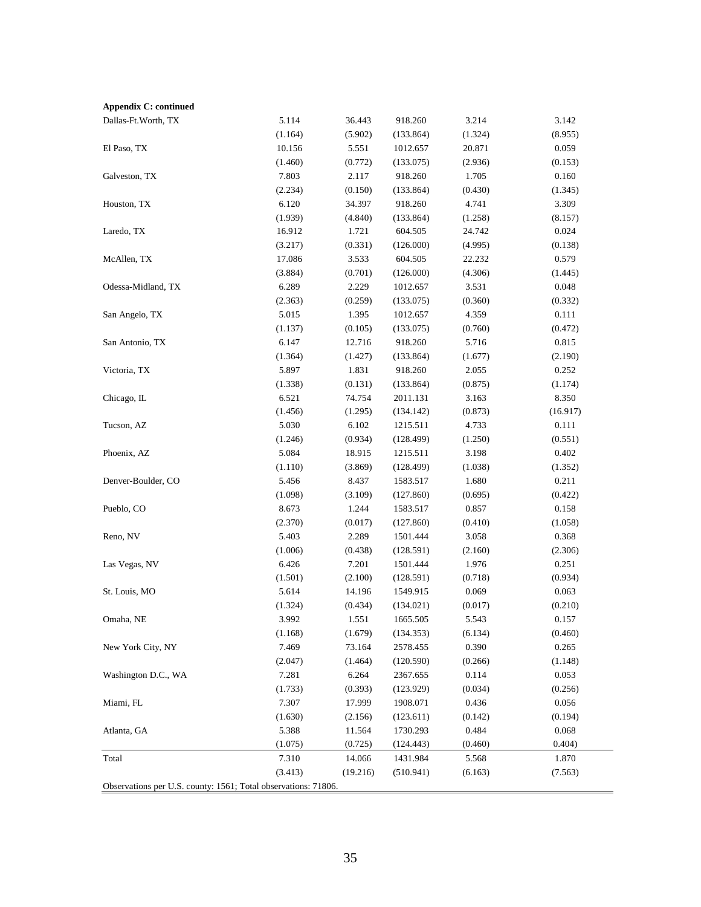**Appendix C: continued**

| | | | | | |
|---|---|---|---|---|---|
| Dallas-Ft.Worth, TX | 5.114 | 36.443 | 918.260 | 3.214 | 3.142 |
| | (1.164) | (5.902) | (133.864) | (1.324) | (8.955) |
| El Paso, TX | 10.156 | 5.551 | 1012.657 | 20.871 | 0.059 |
| | (1.460) | (0.772) | (133.075) | (2.936) | (0.153) |
| Galveston, TX | 7.803 | 2.117 | 918.260 | 1.705 | 0.160 |
| | (2.234) | (0.150) | (133.864) | (0.430) | (1.345) |
| Houston, TX | 6.120 | 34.397 | 918.260 | 4.741 | 3.309 |
| | (1.939) | (4.840) | (133.864) | (1.258) | (8.157) |
| Laredo, TX | 16.912 | 1.721 | 604.505 | 24.742 | 0.024 |
| | (3.217) | (0.331) | (126.000) | (4.995) | (0.138) |
| McAllen, TX | 17.086 | 3.533 | 604.505 | 22.232 | 0.579 |
| | (3.884) | (0.701) | (126.000) | (4.306) | (1.445) |
| Odessa-Midland, TX | 6.289 | 2.229 | 1012.657 | 3.531 | 0.048 |
| | (2.363) | (0.259) | (133.075) | (0.360) | (0.332) |
| San Angelo, TX | 5.015 | 1.395 | 1012.657 | 4.359 | 0.111 |
| | (1.137) | (0.105) | (133.075) | (0.760) | (0.472) |
| San Antonio, TX | 6.147 | 12.716 | 918.260 | 5.716 | 0.815 |
| | (1.364) | (1.427) | (133.864) | (1.677) | (2.190) |
| Victoria, TX | 5.897 | 1.831 | 918.260 | 2.055 | 0.252 |
| | (1.338) | (0.131) | (133.864) | (0.875) | (1.174) |
| Chicago, IL | 6.521 | 74.754 | 2011.131 | 3.163 | 8.350 |
| | (1.456) | (1.295) | (134.142) | (0.873) | (16.917) |
| Tucson, AZ | 5.030 | 6.102 | 1215.511 | 4.733 | 0.111 |
| | (1.246) | (0.934) | (128.499) | (1.250) | (0.551) |
| Phoenix, AZ | 5.084 | 18.915 | 1215.511 | 3.198 | 0.402 |
| | (1.110) | (3.869) | (128.499) | (1.038) | (1.352) |
| Denver-Boulder, CO | 5.456 | 8.437 | 1583.517 | 1.680 | 0.211 |
| | (1.098) | (3.109) | (127.860) | (0.695) | (0.422) |
| Pueblo, CO | 8.673 | 1.244 | 1583.517 | 0.857 | 0.158 |
| | (2.370) | (0.017) | (127.860) | (0.410) | (1.058) |
| Reno, NV | 5.403 | 2.289 | 1501.444 | 3.058 | 0.368 |
| | (1.006) | (0.438) | (128.591) | (2.160) | (2.306) |
| Las Vegas, NV | 6.426 | 7.201 | 1501.444 | 1.976 | 0.251 |
| | (1.501) | (2.100) | (128.591) | (0.718) | (0.934) |
| St. Louis, MO | 5.614 | 14.196 | 1549.915 | 0.069 | 0.063 |
| | (1.324) | (0.434) | (134.021) | (0.017) | (0.210) |
| Omaha, NE | 3.992 | 1.551 | 1665.505 | 5.543 | 0.157 |
| | (1.168) | (1.679) | (134.353) | (6.134) | (0.460) |
| New York City, NY | 7.469 | 73.164 | 2578.455 | 0.390 | 0.265 |
| | (2.047) | (1.464) | (120.590) | (0.266) | (1.148) |
| Washington D.C., WA | 7.281 | 6.264 | 2367.655 | 0.114 | 0.053 |
| | (1.733) | (0.393) | (123.929) | (0.034) | (0.256) |
| Miami, FL | 7.307 | 17.999 | 1908.071 | 0.436 | 0.056 |
| | (1.630) | (2.156) | (123.611) | (0.142) | (0.194) |
| Atlanta, GA | 5.388 | 11.564 | 1730.293 | 0.484 | 0.068 |
| | (1.075) | (0.725) | (124.443) | (0.460) | 0.404) |
| Total | 7.310 | 14.066 | 1431.984 | 5.568 | 1.870 |
| | (3.413) | (19.216) | (510.941) | (6.163) | (7.563) |

Observations per U.S. county: 1561; Total observations: 71806.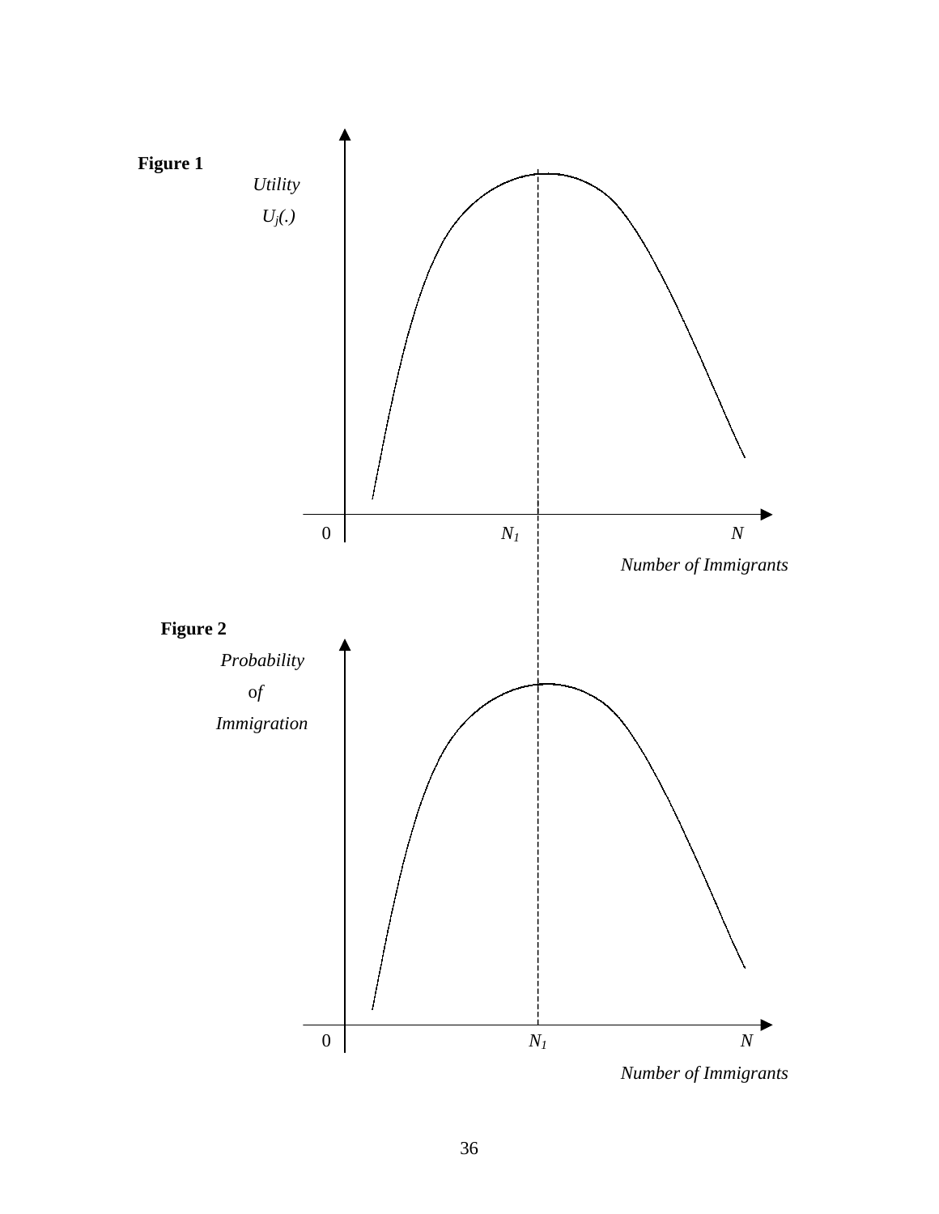**Figure 1**

*Utility*

$U_j(.)$

0 $N_1$ $N$

*Number of Immigrants*

**Figure 2**

*Probability of Immigration*

0 $N_1$ $N$

*Number of Immigrants*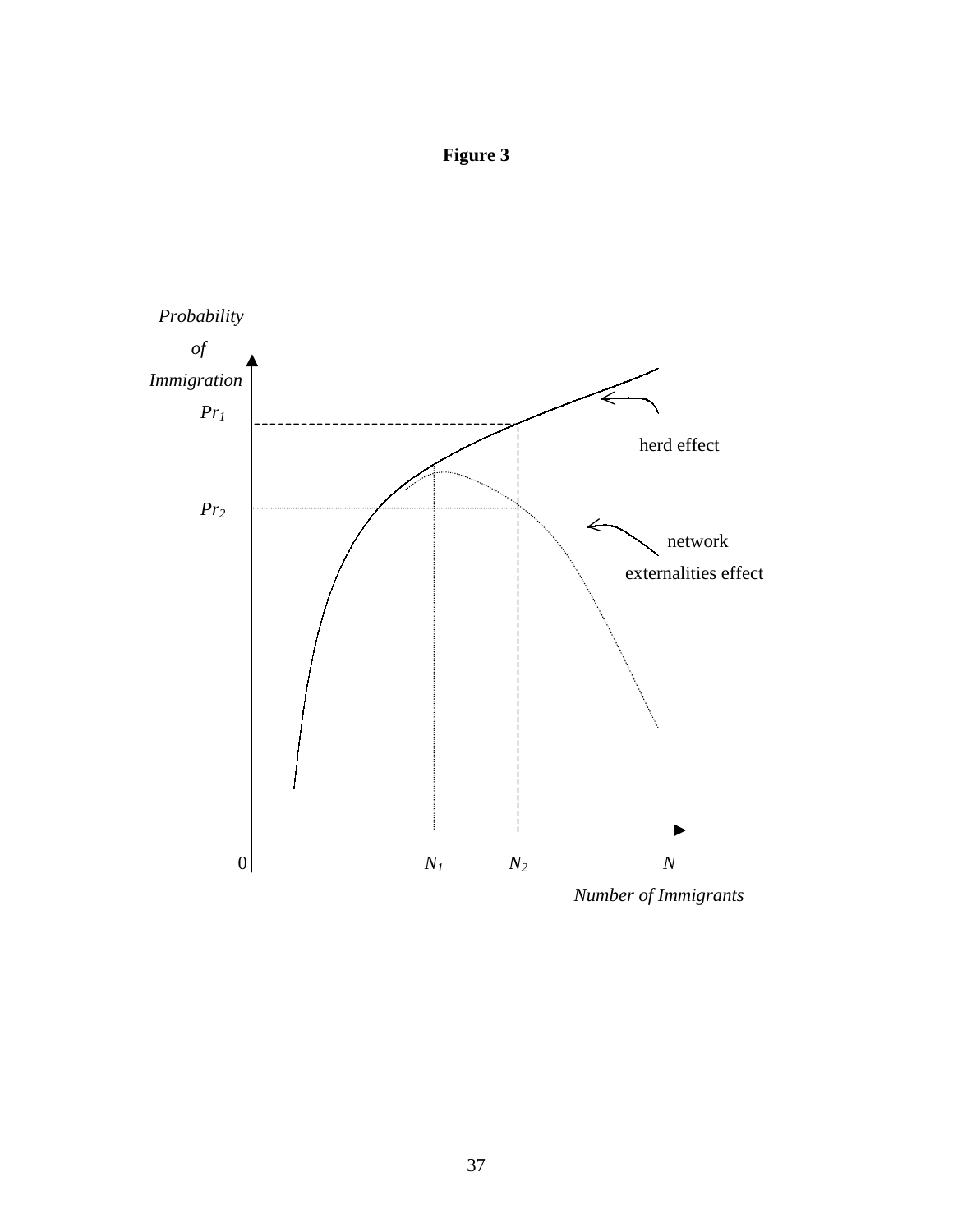**Figure 3**

*Probability of Immigration*

$Pr_1$

$Pr_2$

herd effect

network externalities effect

0 $N_1$ $N_2$ $N$

*Number of Immigrants*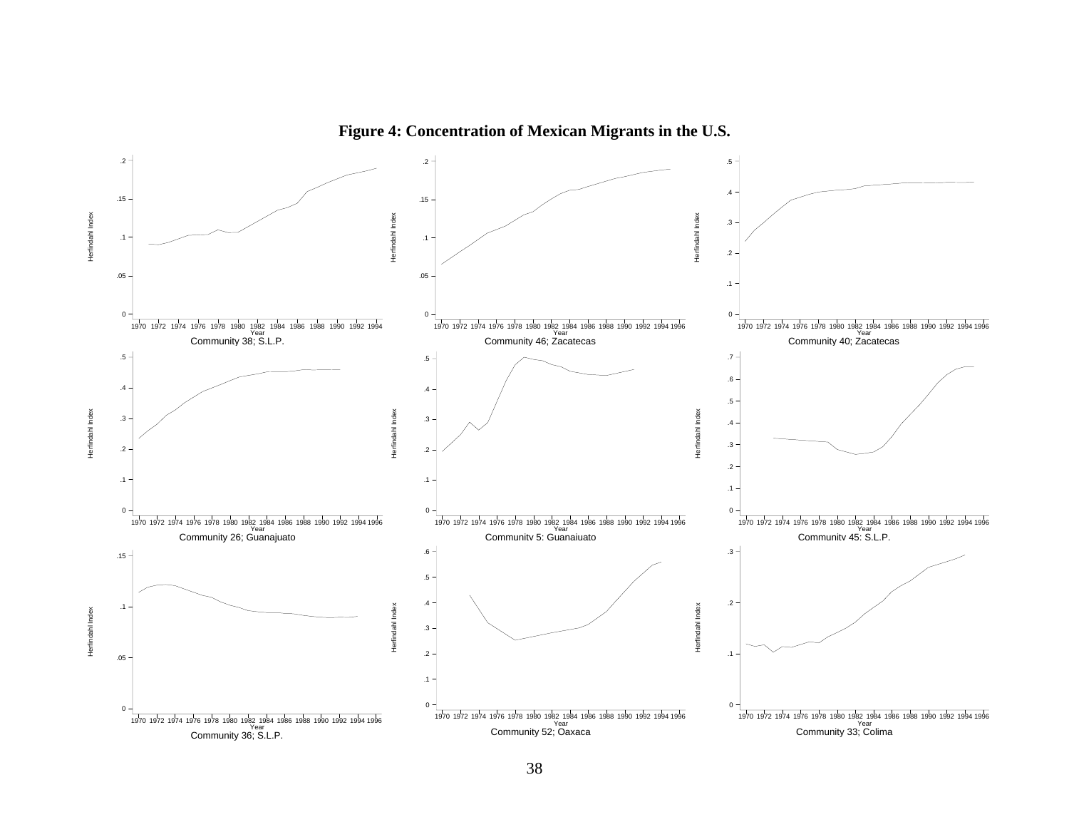**Figure 4: Concentration of Mexican Migrants in the U.S.**

Community 38; S.L.P.

Community 46; Zacatecas

Community 40; Zacatecas

Community 26; Guanajuato

Community 5; Guanajuato

Community 45; S.L.P.

Community 36; S.L.P.

Community 52; Oaxaca

Community 33; Colima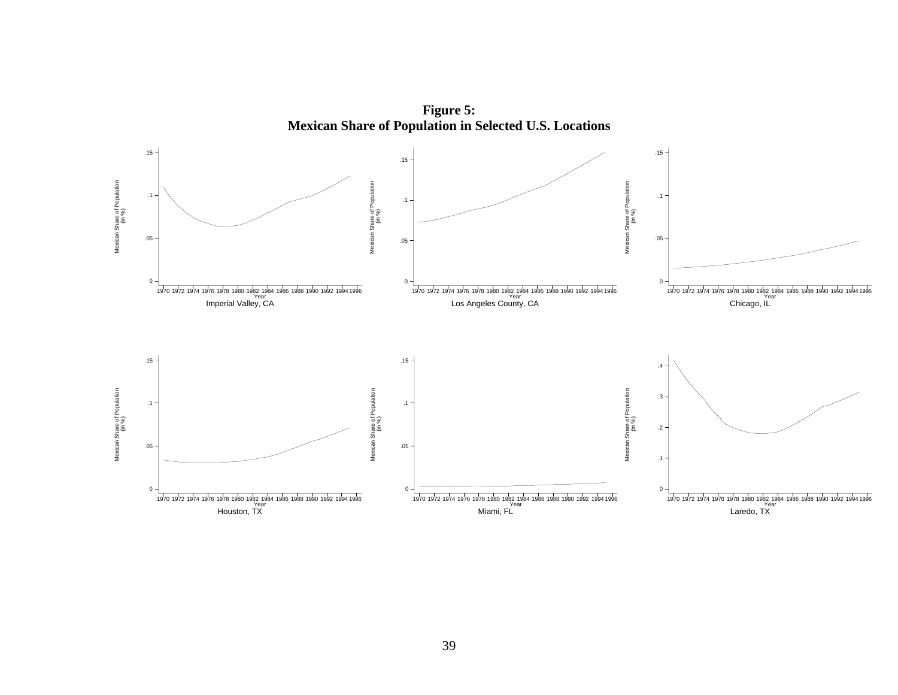**Figure 5:**
**Mexican Share of Population in Selected U.S. Locations**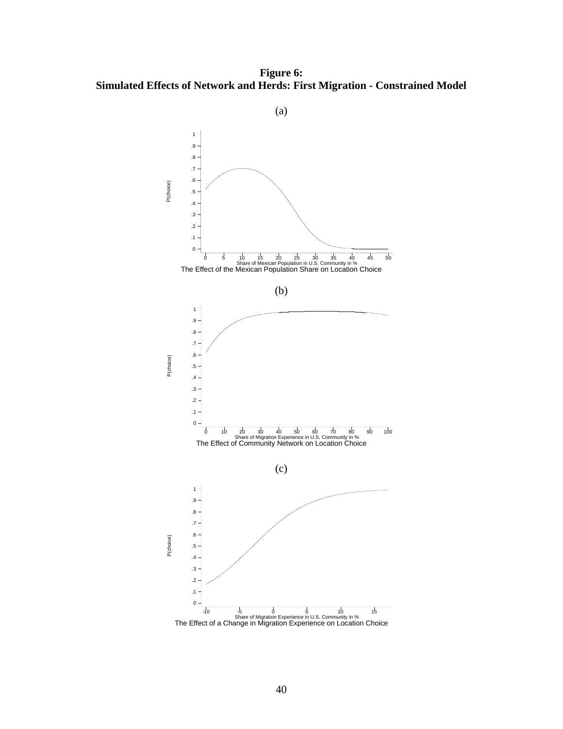**Figure 6:**
**Simulated Effects of Network and Herds: First Migration - Constrained Model**

(a)

The Effect of the Mexican Population Share on Location Choice

(b)

The Effect of Community Network on Location Choice

(c)

The Effect of a Change in Migration Experience on Location Choice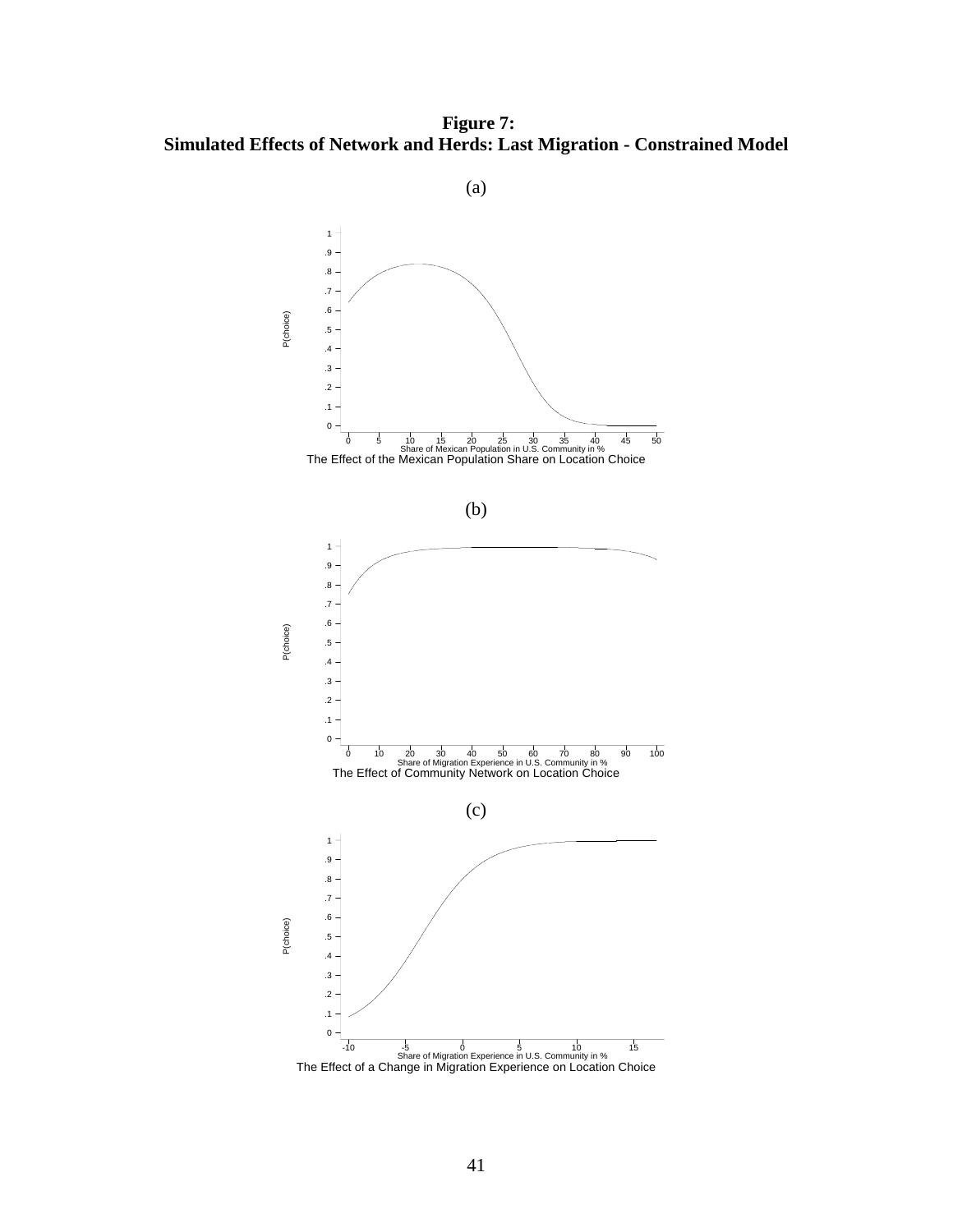**Figure 7:**
**Simulated Effects of Network and Herds: Last Migration - Constrained Model**

(a)

P(choice)

0
.1
.2
.3
.4
.5
.6
.7
.8
.9
1

0 5 10 15 20 25 30 35 40 45 50

Share of Mexican Population in U.S. Community in %

The Effect of the Mexican Population Share on Location Choice

(b)

P(choice)

0
.1
.2
.3
.4
.5
.6
.7
.8
.9
1

0 10 20 30 40 50 60 70 80 90 100

Share of Migration Experience in U.S. Community in %

The Effect of Community Network on Location Choice

(c)

P(choice)

0
.1
.2
.3
.4
.5
.6
.7
.8
.9
1

-10 -5 0 5 10 15

Share of Migration Experience in U.S. Community in %

The Effect of a Change in Migration Experience on Location Choice